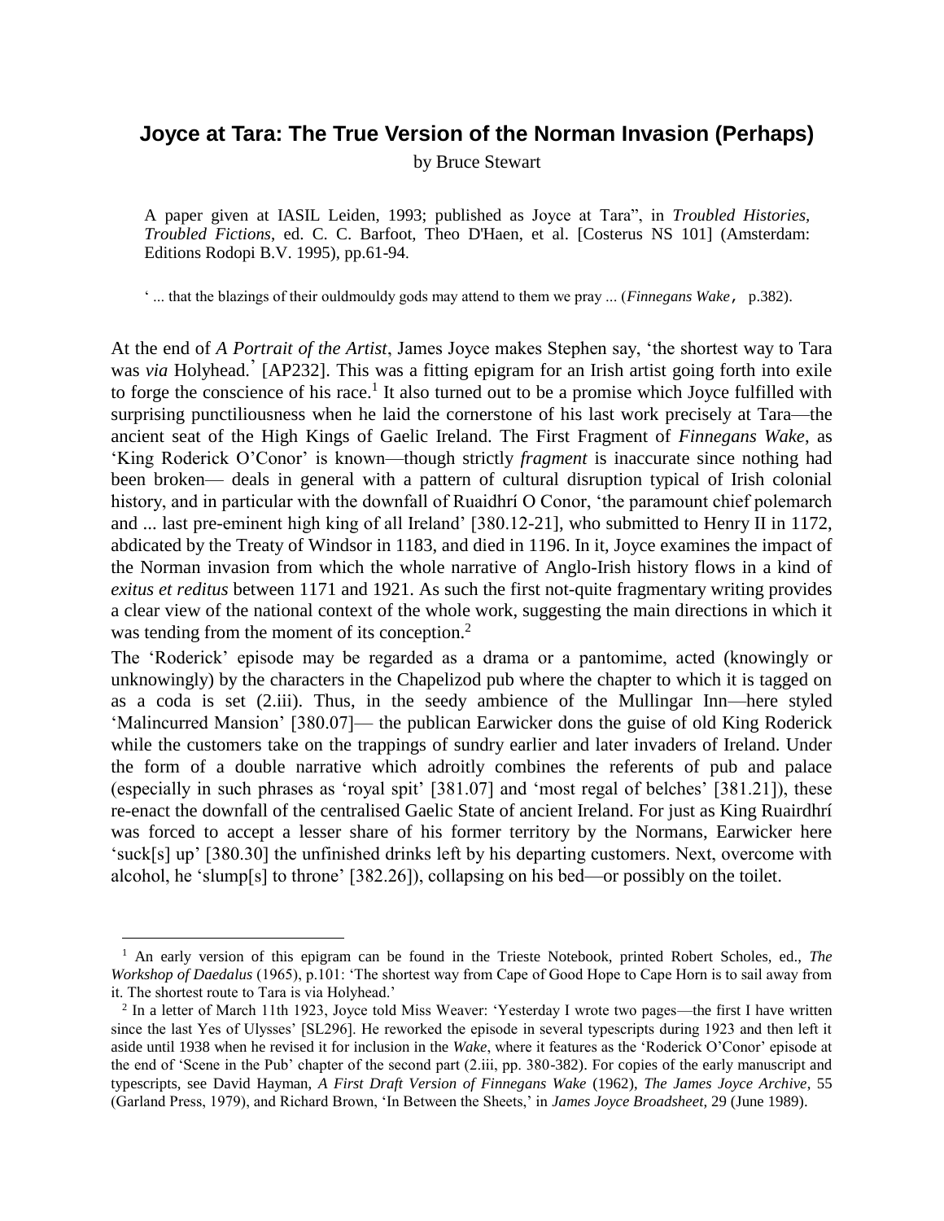# Joyce at Tara: The True Version of the Norman Invasion (Perhaps)

by Bruce Stewart

A paper given at IASIL Leiden, 1993; published as Joyce at Tara", in *Troubled Histories, Troubled Fictions*, ed. C. C. Barfoot, Theo D'Haen, et al. [Costerus NS 101] (Amsterdam: Editions Rodopi B.V. 1995), pp.61-94.

' ... that the blazings of their ouldmouldy gods may attend to them we pray ... (*Finnegans Wake*, p.382).

At the end of *A Portrait of the Artist*, James Joyce makes Stephen say, 'the shortest way to Tara was *via* Holyhead.' [AP232]. This was a fitting epigram for an Irish artist going forth into exile to forge the conscience of his race.[1] It also turned out to be a promise which Joyce fulfilled with surprising punctiliousness when he laid the cornerstone of his last work precisely at Tara—the ancient seat of the High Kings of Gaelic Ireland. The First Fragment of *Finnegans Wake*, as 'King Roderick O'Conor' is known—though strictly *fragment* is inaccurate since nothing had been broken— deals in general with a pattern of cultural disruption typical of Irish colonial history, and in particular with the downfall of Ruaidhrí O Conor, 'the paramount chief polemarch and ... last pre-eminent high king of all Ireland' [380.12-21], who submitted to Henry II in 1172, abdicated by the Treaty of Windsor in 1183, and died in 1196. In it, Joyce examines the impact of the Norman invasion from which the whole narrative of Anglo-Irish history flows in a kind of *exitus et reditus* between 1171 and 1921. As such the first not-quite fragmentary writing provides a clear view of the national context of the whole work, suggesting the main directions in which it was tending from the moment of its conception.[2]

The 'Roderick' episode may be regarded as a drama or a pantomime, acted (knowingly or unknowingly) by the characters in the Chapelizod pub where the chapter to which it is tagged on as a coda is set (2.iii). Thus, in the seedy ambience of the Mullingar Inn—here styled 'Malincurred Mansion' [380.07]— the publican Earwicker dons the guise of old King Roderick while the customers take on the trappings of sundry earlier and later invaders of Ireland. Under the form of a double narrative which adroitly combines the referents of pub and palace (especially in such phrases as 'royal spit' [381.07] and 'most regal of belches' [381.21]), these re-enact the downfall of the centralised Gaelic State of ancient Ireland. For just as King Ruairdhrí was forced to accept a lesser share of his former territory by the Normans, Earwicker here 'suck[s] up' [380.30] the unfinished drinks left by his departing customers. Next, overcome with alcohol, he 'slump[s] to throne' [382.26]), collapsing on his bed—or possibly on the toilet.

---

[1] An early version of this epigram can be found in the Trieste Notebook, printed Robert Scholes, ed., *The Workshop of Daedalus* (1965), p.101: 'The shortest way from Cape of Good Hope to Cape Horn is to sail away from it. The shortest route to Tara is via Holyhead.'

[2] In a letter of March 11th 1923, Joyce told Miss Weaver: 'Yesterday I wrote two pages—the first I have written since the last Yes of Ulysses' [SL296]. He reworked the episode in several typescripts during 1923 and then left it aside until 1938 when he revised it for inclusion in the *Wake*, where it features as the 'Roderick O'Conor' episode at the end of 'Scene in the Pub' chapter of the second part (2.iii, pp. 380-382). For copies of the early manuscript and typescripts, see David Hayman, *A First Draft Version of Finnegans Wake* (1962), *The James Joyce Archive*, 55 (Garland Press, 1979), and Richard Brown, 'In Between the Sheets,' in *James Joyce Broadsheet*, 29 (June 1989).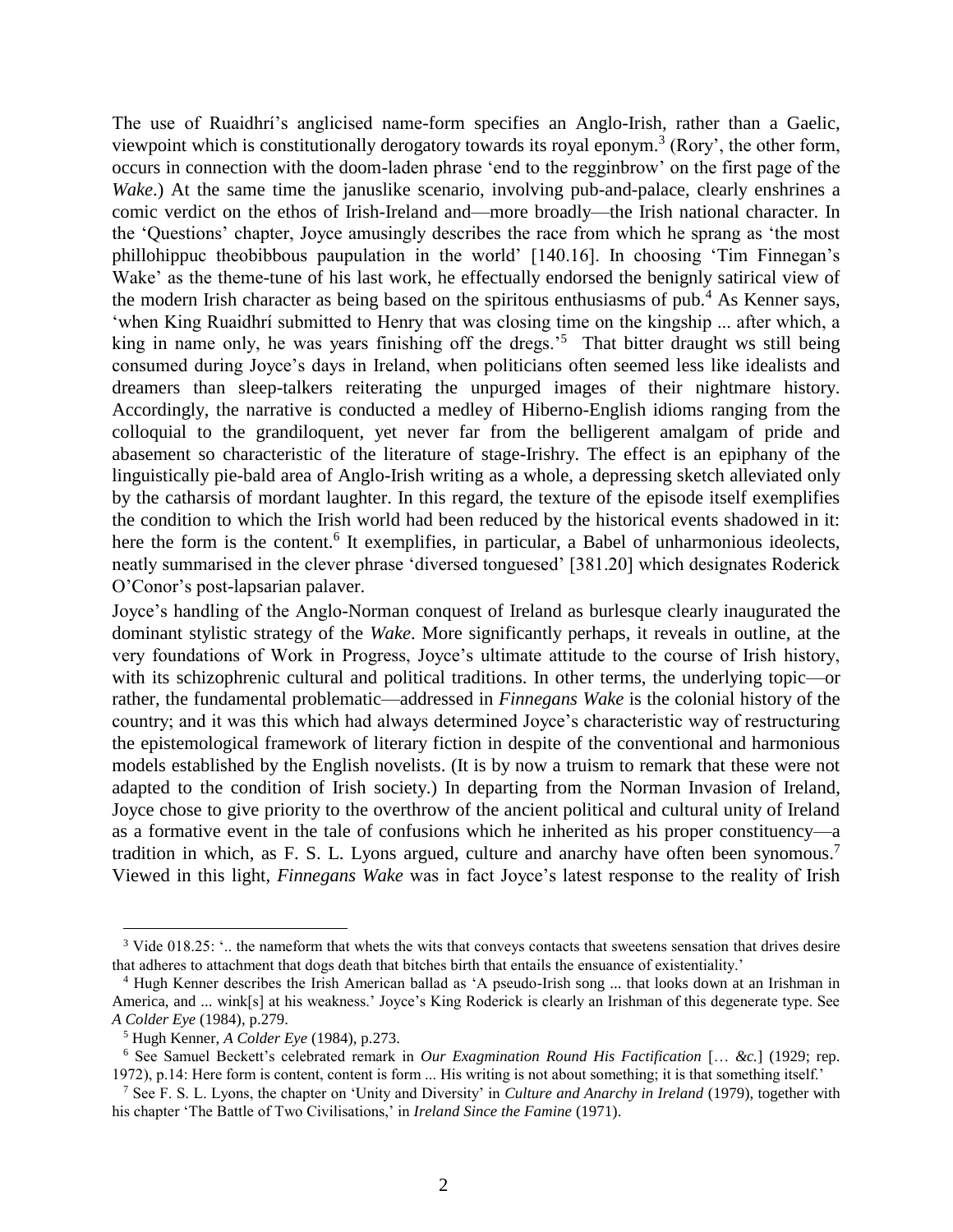The use of Ruaidhrí's anglicised name-form specifies an Anglo-Irish, rather than a Gaelic, viewpoint which is constitutionally derogatory towards its royal eponym.[3] (Rory', the other form, occurs in connection with the doom-laden phrase 'end to the regginbrow' on the first page of the *Wake*.) At the same time the januslike scenario, involving pub-and-palace, clearly enshrines a comic verdict on the ethos of Irish-Ireland and—more broadly—the Irish national character. In the 'Questions' chapter, Joyce amusingly describes the race from which he sprang as 'the most phillohippuc theobibbous paupulation in the world' [140.16]. In choosing 'Tim Finnegan's Wake' as the theme-tune of his last work, he effectually endorsed the benignly satirical view of the modern Irish character as being based on the spiritous enthusiasms of pub.[4] As Kenner says, 'when King Ruaidhrí submitted to Henry that was closing time on the kingship ... after which, a king in name only, he was years finishing off the dregs.'[5] That bitter draught ws still being consumed during Joyce's days in Ireland, when politicians often seemed less like idealists and dreamers than sleep-talkers reiterating the unpurged images of their nightmare history. Accordingly, the narrative is conducted a medley of Hiberno-English idioms ranging from the colloquial to the grandiloquent, yet never far from the belligerent amalgam of pride and abasement so characteristic of the literature of stage-Irishry. The effect is an epiphany of the linguistically pie-bald area of Anglo-Irish writing as a whole, a depressing sketch alleviated only by the catharsis of mordant laughter. In this regard, the texture of the episode itself exemplifies the condition to which the Irish world had been reduced by the historical events shadowed in it: here the form is the content.[6] It exemplifies, in particular, a Babel of unharmonious ideolects, neatly summarised in the clever phrase 'diversed tonguesed' [381.20] which designates Roderick O'Conor's post-lapsarian palaver.

Joyce's handling of the Anglo-Norman conquest of Ireland as burlesque clearly inaugurated the dominant stylistic strategy of the *Wake*. More significantly perhaps, it reveals in outline, at the very foundations of Work in Progress, Joyce's ultimate attitude to the course of Irish history, with its schizophrenic cultural and political traditions. In other terms, the underlying topic—or rather, the fundamental problematic—addressed in *Finnegans Wake* is the colonial history of the country; and it was this which had always determined Joyce's characteristic way of restructuring the epistemological framework of literary fiction in despite of the conventional and harmonious models established by the English novelists. (It is by now a truism to remark that these were not adapted to the condition of Irish society.) In departing from the Norman Invasion of Ireland, Joyce chose to give priority to the overthrow of the ancient political and cultural unity of Ireland as a formative event in the tale of confusions which he inherited as his proper constituency—a tradition in which, as F. S. L. Lyons argued, culture and anarchy have often been synomous.[7] Viewed in this light, *Finnegans Wake* was in fact Joyce's latest response to the reality of Irish

---

[3] Vide 018.25: '.. the nameform that whets the wits that conveys contacts that sweetens sensation that drives desire that adheres to attachment that dogs death that bitches birth that entails the ensuance of existentiality.'

[4] Hugh Kenner describes the Irish American ballad as 'A pseudo-Irish song ... that looks down at an Irishman in America, and ... wink[s] at his weakness.' Joyce's King Roderick is clearly an Irishman of this degenerate type. See *A Colder Eye* (1984), p.279.

[5] Hugh Kenner, *A Colder Eye* (1984), p.273.

[6] See Samuel Beckett's celebrated remark in *Our Exagmination Round His Factification* [… *&c.*] (1929; rep. 1972), p.14: Here form is content, content is form ... His writing is not about something; it is that something itself.'

[7] See F. S. L. Lyons, the chapter on 'Unity and Diversity' in *Culture and Anarchy in Ireland* (1979), together with his chapter 'The Battle of Two Civilisations,' in *Ireland Since the Famine* (1971).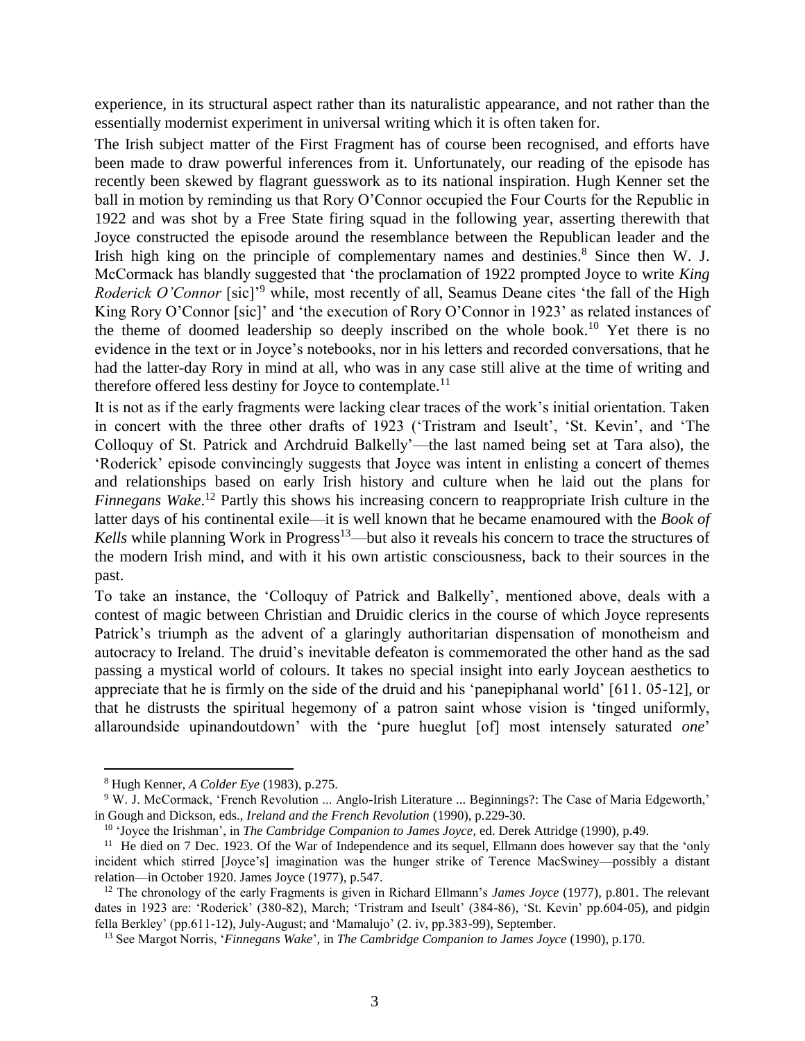experience, in its structural aspect rather than its naturalistic appearance, and not rather than the essentially modernist experiment in universal writing which it is often taken for.

The Irish subject matter of the First Fragment has of course been recognised, and efforts have been made to draw powerful inferences from it. Unfortunately, our reading of the episode has recently been skewed by flagrant guesswork as to its national inspiration. Hugh Kenner set the ball in motion by reminding us that Rory O'Connor occupied the Four Courts for the Republic in 1922 and was shot by a Free State firing squad in the following year, asserting therewith that Joyce constructed the episode around the resemblance between the Republican leader and the Irish high king on the principle of complementary names and destinies.[8] Since then W. J. McCormack has blandly suggested that 'the proclamation of 1922 prompted Joyce to write *King Roderick O'Connor* [sic]'[9] while, most recently of all, Seamus Deane cites 'the fall of the High King Rory O'Connor [sic]' and 'the execution of Rory O'Connor in 1923' as related instances of the theme of doomed leadership so deeply inscribed on the whole book.[10] Yet there is no evidence in the text or in Joyce's notebooks, nor in his letters and recorded conversations, that he had the latter-day Rory in mind at all, who was in any case still alive at the time of writing and therefore offered less destiny for Joyce to contemplate.[11]

It is not as if the early fragments were lacking clear traces of the work's initial orientation. Taken in concert with the three other drafts of 1923 ('Tristram and Iseult', 'St. Kevin', and 'The Colloquy of St. Patrick and Archdruid Balkelly'—the last named being set at Tara also), the 'Roderick' episode convincingly suggests that Joyce was intent in enlisting a concert of themes and relationships based on early Irish history and culture when he laid out the plans for *Finnegans Wake*.[12] Partly this shows his increasing concern to reappropriate Irish culture in the latter days of his continental exile—it is well known that he became enamoured with the *Book of Kells* while planning Work in Progress[13]—but also it reveals his concern to trace the structures of the modern Irish mind, and with it his own artistic consciousness, back to their sources in the past.

To take an instance, the 'Colloquy of Patrick and Balkelly', mentioned above, deals with a contest of magic between Christian and Druidic clerics in the course of which Joyce represents Patrick's triumph as the advent of a glaringly authoritarian dispensation of monotheism and autocracy to Ireland. The druid's inevitable defeaton is commemorated the other hand as the sad passing a mystical world of colours. It takes no special insight into early Joycean aesthetics to appreciate that he is firmly on the side of the druid and his 'panepiphanal world' [611. 05-12], or that he distrusts the spiritual hegemony of a patron saint whose vision is 'tinged uniformly, allaroundside upinandoutdown' with the 'pure hueglut [of] most intensely saturated *one*'

---

[8] Hugh Kenner, *A Colder Eye* (1983), p.275.

[9] W. J. McCormack, 'French Revolution ... Anglo-Irish Literature ... Beginnings?: The Case of Maria Edgeworth,' in Gough and Dickson, eds., *Ireland and the French Revolution* (1990), p.229-30.

[10] 'Joyce the Irishman', in *The Cambridge Companion to James Joyce*, ed. Derek Attridge (1990), p.49.

[11] He died on 7 Dec. 1923. Of the War of Independence and its sequel, Ellmann does however say that the 'only incident which stirred [Joyce's] imagination was the hunger strike of Terence MacSwiney—possibly a distant relation—in October 1920. James Joyce (1977), p.547.

[12] The chronology of the early Fragments is given in Richard Ellmann's *James Joyce* (1977), p.801. The relevant dates in 1923 are: 'Roderick' (380-82), March; 'Tristram and Iseult' (384-86), 'St. Kevin' pp.604-05), and pidgin fella Berkley' (pp.611-12), July-August; and 'Mamalujo' (2. iv, pp.383-99), September.

[13] See Margot Norris, '*Finnegans Wake*', in *The Cambridge Companion to James Joyce* (1990), p.170.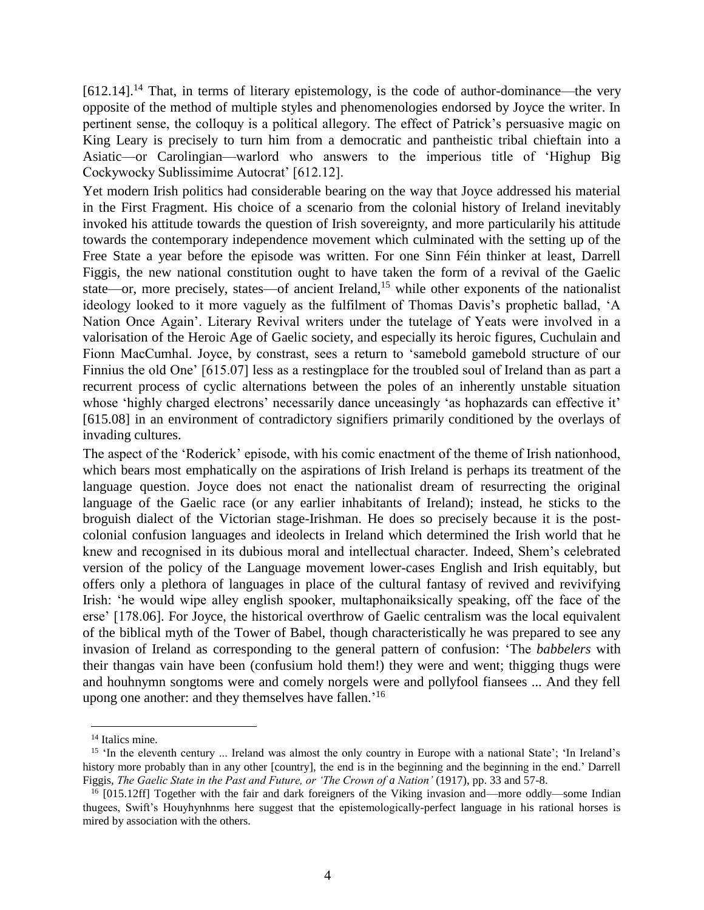[612.14].[14] That, in terms of literary epistemology, is the code of author-dominance—the very opposite of the method of multiple styles and phenomenologies endorsed by Joyce the writer. In pertinent sense, the colloquy is a political allegory. The effect of Patrick's persuasive magic on King Leary is precisely to turn him from a democratic and pantheistic tribal chieftain into a Asiatic—or Carolingian—warlord who answers to the imperious title of 'Highup Big Cockywocky Sublissimime Autocrat' [612.12].

Yet modern Irish politics had considerable bearing on the way that Joyce addressed his material in the First Fragment. His choice of a scenario from the colonial history of Ireland inevitably invoked his attitude towards the question of Irish sovereignty, and more particularily his attitude towards the contemporary independence movement which culminated with the setting up of the Free State a year before the episode was written. For one Sinn Féin thinker at least, Darrell Figgis, the new national constitution ought to have taken the form of a revival of the Gaelic state—or, more precisely, states—of ancient Ireland,[15] while other exponents of the nationalist ideology looked to it more vaguely as the fulfilment of Thomas Davis's prophetic ballad, 'A Nation Once Again'. Literary Revival writers under the tutelage of Yeats were involved in a valorisation of the Heroic Age of Gaelic society, and especially its heroic figures, Cuchulain and Fionn MacCumhal. Joyce, by constrast, sees a return to 'samebold gamebold structure of our Finnius the old One' [615.07] less as a restingplace for the troubled soul of Ireland than as part a recurrent process of cyclic alternations between the poles of an inherently unstable situation whose 'highly charged electrons' necessarily dance unceasingly 'as hophazards can effective it' [615.08] in an environment of contradictory signifiers primarily conditioned by the overlays of invading cultures.

The aspect of the 'Roderick' episode, with his comic enactment of the theme of Irish nationhood, which bears most emphatically on the aspirations of Irish Ireland is perhaps its treatment of the language question. Joyce does not enact the nationalist dream of resurrecting the original language of the Gaelic race (or any earlier inhabitants of Ireland); instead, he sticks to the broguish dialect of the Victorian stage-Irishman. He does so precisely because it is the post-colonial confusion languages and ideolects in Ireland which determined the Irish world that he knew and recognised in its dubious moral and intellectual character. Indeed, Shem's celebrated version of the policy of the Language movement lower-cases English and Irish equitably, but offers only a plethora of languages in place of the cultural fantasy of revived and revivifying Irish: 'he would wipe alley english spooker, multaphonaiksically speaking, off the face of the erse' [178.06]. For Joyce, the historical overthrow of Gaelic centralism was the local equivalent of the biblical myth of the Tower of Babel, though characteristically he was prepared to see any invasion of Ireland as corresponding to the general pattern of confusion: 'The *babbelers* with their thangas vain have been (confusium hold them!) they were and went; thigging thugs were and houhnymn songtoms were and comely norgels were and pollyfool fiansees ... And they fell upong one another: and they themselves have fallen.'[16]

---

[14] Italics mine.

[15] 'In the eleventh century ... Ireland was almost the only country in Europe with a national State'; 'In Ireland's history more probably than in any other [country], the end is in the beginning and the beginning in the end.' Darrell Figgis, *The Gaelic State in the Past and Future, or 'The Crown of a Nation'* (1917), pp. 33 and 57-8.

[16] [015.12ff] Together with the fair and dark foreigners of the Viking invasion and—more oddly—some Indian thugees, Swift's Houyhynhnms here suggest that the epistemologically-perfect language in his rational horses is mired by association with the others.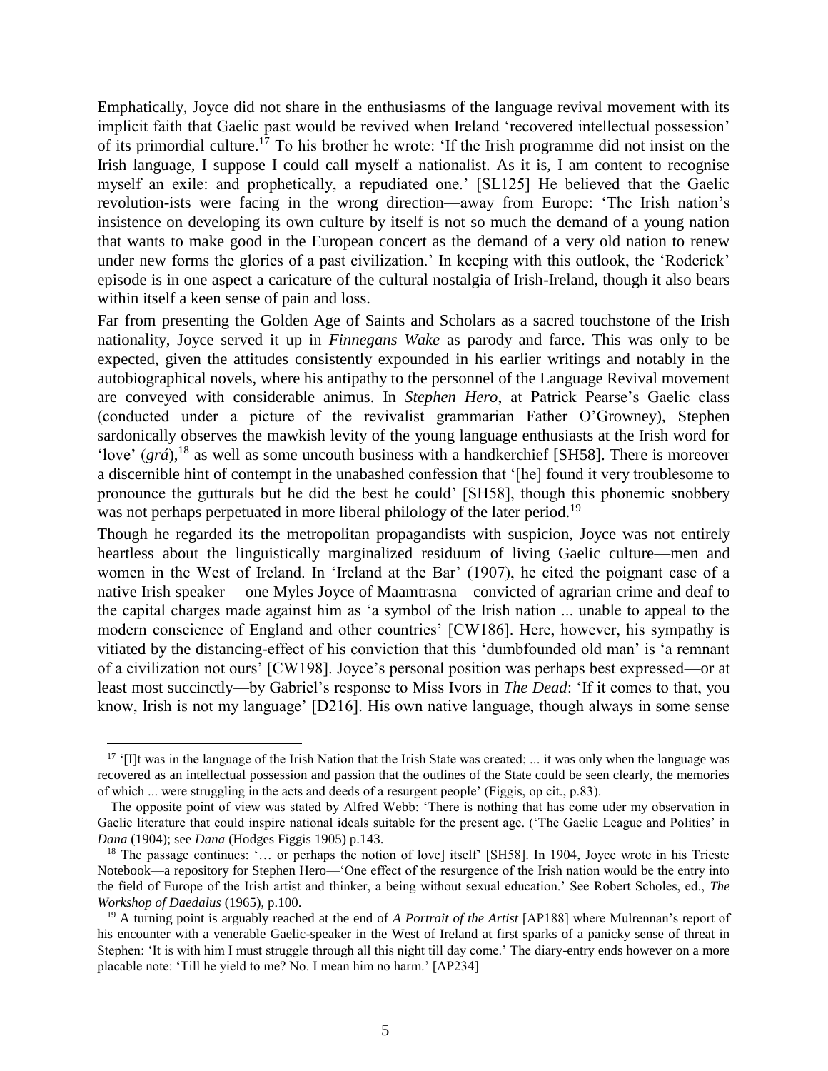Emphatically, Joyce did not share in the enthusiasms of the language revival movement with its implicit faith that Gaelic past would be revived when Ireland 'recovered intellectual possession' of its primordial culture.[17] To his brother he wrote: 'If the Irish programme did not insist on the Irish language, I suppose I could call myself a nationalist. As it is, I am content to recognise myself an exile: and prophetically, a repudiated one.' [SL125] He believed that the Gaelic revolution-ists were facing in the wrong direction—away from Europe: 'The Irish nation's insistence on developing its own culture by itself is not so much the demand of a young nation that wants to make good in the European concert as the demand of a very old nation to renew under new forms the glories of a past civilization.' In keeping with this outlook, the 'Roderick' episode is in one aspect a caricature of the cultural nostalgia of Irish-Ireland, though it also bears within itself a keen sense of pain and loss.

Far from presenting the Golden Age of Saints and Scholars as a sacred touchstone of the Irish nationality, Joyce served it up in *Finnegans Wake* as parody and farce. This was only to be expected, given the attitudes consistently expounded in his earlier writings and notably in the autobiographical novels, where his antipathy to the personnel of the Language Revival movement are conveyed with considerable animus. In *Stephen Hero*, at Patrick Pearse's Gaelic class (conducted under a picture of the revivalist grammarian Father O'Growney), Stephen sardonically observes the mawkish levity of the young language enthusiasts at the Irish word for 'love' (*grá*),[18] as well as some uncouth business with a handkerchief [SH58]. There is moreover a discernible hint of contempt in the unabashed confession that '[he] found it very troublesome to pronounce the gutturals but he did the best he could' [SH58], though this phonemic snobbery was not perhaps perpetuated in more liberal philology of the later period.[19]

Though he regarded its the metropolitan propagandists with suspicion, Joyce was not entirely heartless about the linguistically marginalized residuum of living Gaelic culture—men and women in the West of Ireland. In 'Ireland at the Bar' (1907), he cited the poignant case of a native Irish speaker —one Myles Joyce of Maamtrasna—convicted of agrarian crime and deaf to the capital charges made against him as 'a symbol of the Irish nation ... unable to appeal to the modern conscience of England and other countries' [CW186]. Here, however, his sympathy is vitiated by the distancing-effect of his conviction that this 'dumbfounded old man' is 'a remnant of a civilization not ours' [CW198]. Joyce's personal position was perhaps best expressed—or at least most succinctly—by Gabriel's response to Miss Ivors in *The Dead*: 'If it comes to that, you know, Irish is not my language' [D216]. His own native language, though always in some sense

---

[17] '[I]t was in the language of the Irish Nation that the Irish State was created; ... it was only when the language was recovered as an intellectual possession and passion that the outlines of the State could be seen clearly, the memories of which ... were struggling in the acts and deeds of a resurgent people' (Figgis, op cit., p.83).

The opposite point of view was stated by Alfred Webb: 'There is nothing that has come uder my observation in Gaelic literature that could inspire national ideals suitable for the present age. ('The Gaelic League and Politics' in *Dana* (1904); see *Dana* (Hodges Figgis 1905) p.143.

[18] The passage continues: '… or perhaps the notion of love] itself' [SH58]. In 1904, Joyce wrote in his Trieste Notebook—a repository for Stephen Hero—'One effect of the resurgence of the Irish nation would be the entry into the field of Europe of the Irish artist and thinker, a being without sexual education.' See Robert Scholes, ed., *The Workshop of Daedalus* (1965), p.100.

[19] A turning point is arguably reached at the end of *A Portrait of the Artist* [AP188] where Mulrennan's report of his encounter with a venerable Gaelic-speaker in the West of Ireland at first sparks of a panicky sense of threat in Stephen: 'It is with him I must struggle through all this night till day come.' The diary-entry ends however on a more placable note: 'Till he yield to me? No. I mean him no harm.' [AP234]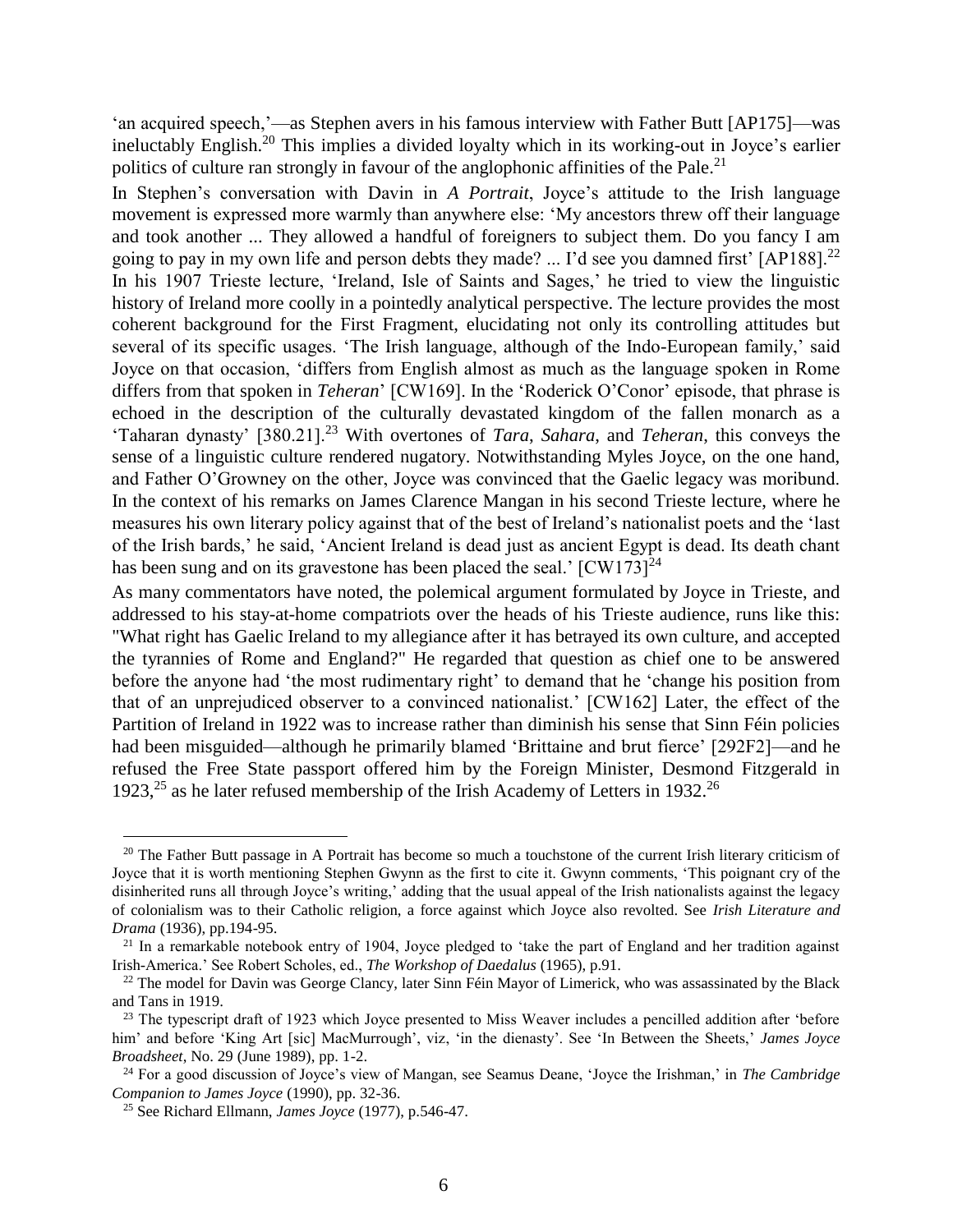'an acquired speech,'—as Stephen avers in his famous interview with Father Butt [AP175]—was ineluctably English.[20] This implies a divided loyalty which in its working-out in Joyce's earlier politics of culture ran strongly in favour of the anglophonic affinities of the Pale.[21]

In Stephen's conversation with Davin in *A Portrait*, Joyce's attitude to the Irish language movement is expressed more warmly than anywhere else: 'My ancestors threw off their language and took another ... They allowed a handful of foreigners to subject them. Do you fancy I am going to pay in my own life and person debts they made? ... I'd see you damned first' [AP188].[22] In his 1907 Trieste lecture, 'Ireland, Isle of Saints and Sages,' he tried to view the linguistic history of Ireland more coolly in a pointedly analytical perspective. The lecture provides the most coherent background for the First Fragment, elucidating not only its controlling attitudes but several of its specific usages. 'The Irish language, although of the Indo-European family,' said Joyce on that occasion, 'differs from English almost as much as the language spoken in Rome differs from that spoken in *Teheran*' [CW169]. In the 'Roderick O'Conor' episode, that phrase is echoed in the description of the culturally devastated kingdom of the fallen monarch as a 'Taharan dynasty' [380.21].[23] With overtones of *Tara*, *Sahara*, and *Teheran*, this conveys the sense of a linguistic culture rendered nugatory. Notwithstanding Myles Joyce, on the one hand, and Father O'Growney on the other, Joyce was convinced that the Gaelic legacy was moribund. In the context of his remarks on James Clarence Mangan in his second Trieste lecture, where he measures his own literary policy against that of the best of Ireland's nationalist poets and the 'last of the Irish bards,' he said, 'Ancient Ireland is dead just as ancient Egypt is dead. Its death chant has been sung and on its gravestone has been placed the seal.' [CW173][24]

As many commentators have noted, the polemical argument formulated by Joyce in Trieste, and addressed to his stay-at-home compatriots over the heads of his Trieste audience, runs like this: "What right has Gaelic Ireland to my allegiance after it has betrayed its own culture, and accepted the tyrannies of Rome and England?" He regarded that question as chief one to be answered before the anyone had 'the most rudimentary right' to demand that he 'change his position from that of an unprejudiced observer to a convinced nationalist.' [CW162] Later, the effect of the Partition of Ireland in 1922 was to increase rather than diminish his sense that Sinn Féin policies had been misguided—although he primarily blamed 'Brittaine and brut fierce' [292F2]—and he refused the Free State passport offered him by the Foreign Minister, Desmond Fitzgerald in 1923,[25] as he later refused membership of the Irish Academy of Letters in 1932.[26]

---

[20] The Father Butt passage in A Portrait has become so much a touchstone of the current Irish literary criticism of Joyce that it is worth mentioning Stephen Gwynn as the first to cite it. Gwynn comments, 'This poignant cry of the disinherited runs all through Joyce's writing,' adding that the usual appeal of the Irish nationalists against the legacy of colonialism was to their Catholic religion, a force against which Joyce also revolted. See *Irish Literature and Drama* (1936), pp.194-95.

[21] In a remarkable notebook entry of 1904, Joyce pledged to 'take the part of England and her tradition against Irish-America.' See Robert Scholes, ed., *The Workshop of Daedalus* (1965), p.91.

[22] The model for Davin was George Clancy, later Sinn Féin Mayor of Limerick, who was assassinated by the Black and Tans in 1919.

[23] The typescript draft of 1923 which Joyce presented to Miss Weaver includes a pencilled addition after 'before him' and before 'King Art [sic] MacMurrough', viz, 'in the dienasty'. See 'In Between the Sheets,' *James Joyce Broadsheet*, No. 29 (June 1989), pp. 1-2.

[24] For a good discussion of Joyce's view of Mangan, see Seamus Deane, 'Joyce the Irishman,' in *The Cambridge Companion to James Joyce* (1990), pp. 32-36.

[25] See Richard Ellmann, *James Joyce* (1977), p.546-47.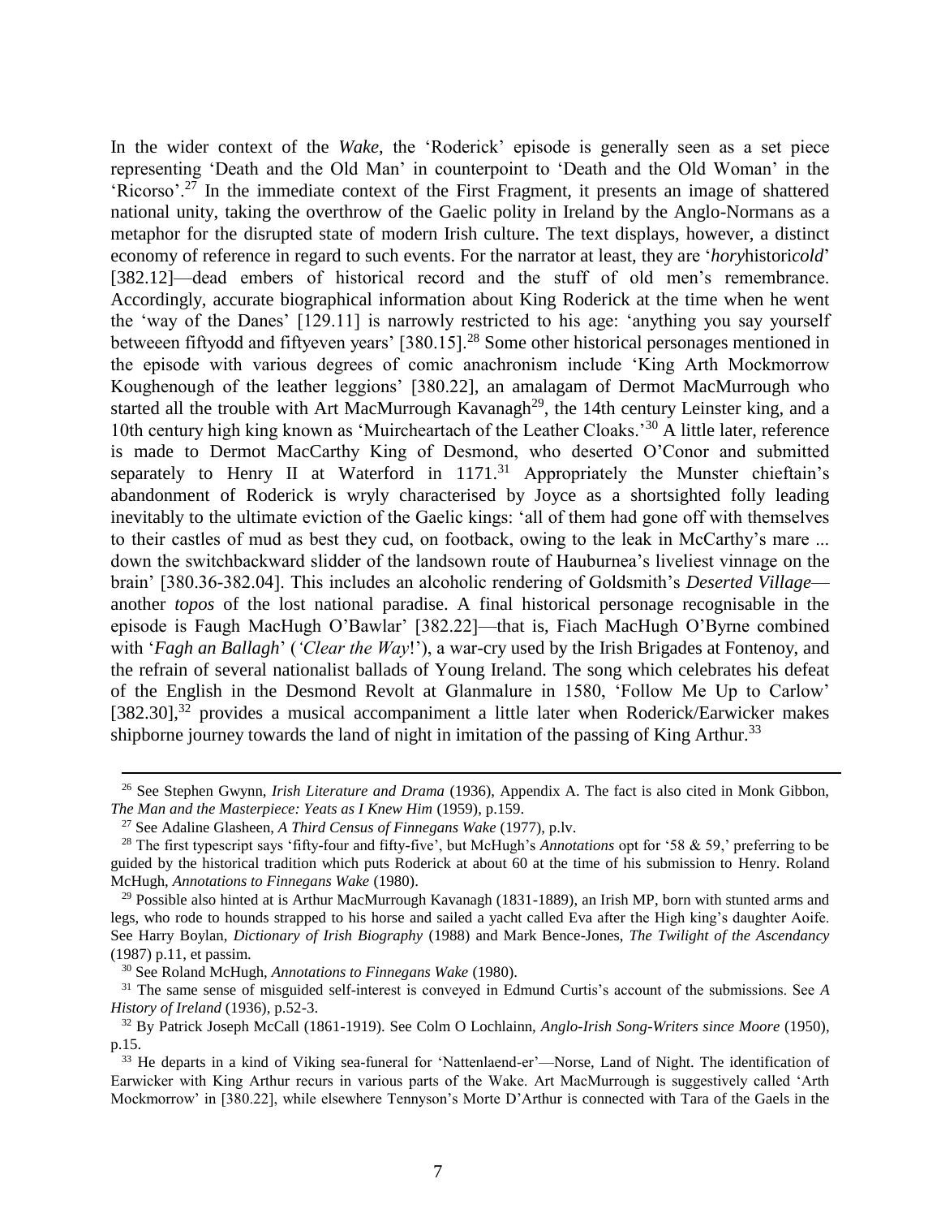In the wider context of the *Wake*, the 'Roderick' episode is generally seen as a set piece representing 'Death and the Old Man' in counterpoint to 'Death and the Old Woman' in the 'Ricorso'.[27] In the immediate context of the First Fragment, it presents an image of shattered national unity, taking the overthrow of the Gaelic polity in Ireland by the Anglo-Normans as a metaphor for the disrupted state of modern Irish culture. The text displays, however, a distinct economy of reference in regard to such events. For the narrator at least, they are '*hory*histori*cold*' [382.12]—dead embers of historical record and the stuff of old men's remembrance. Accordingly, accurate biographical information about King Roderick at the time when he went the 'way of the Danes' [129.11] is narrowly restricted to his age: 'anything you say yourself betweeen fiftyodd and fiftyeven years' [380.15].[28] Some other historical personages mentioned in the episode with various degrees of comic anachronism include 'King Arth Mockmorrow Koughenough of the leather leggions' [380.22], an amalagam of Dermot MacMurrough who started all the trouble with Art MacMurrough Kavanagh[29], the 14th century Leinster king, and a 10th century high king known as 'Muircheartach of the Leather Cloaks.'[30] A little later, reference is made to Dermot MacCarthy King of Desmond, who deserted O'Conor and submitted separately to Henry II at Waterford in 1171.[31] Appropriately the Munster chieftain's abandonment of Roderick is wryly characterised by Joyce as a shortsighted folly leading inevitably to the ultimate eviction of the Gaelic kings: 'all of them had gone off with themselves to their castles of mud as best they cud, on footback, owing to the leak in McCarthy's mare ... down the switchbackward slidder of the landsown route of Hauburnea's liveliest vinnage on the brain' [380.36-382.04]. This includes an alcoholic rendering of Goldsmith's *Deserted Village*—another *topos* of the lost national paradise. A final historical personage recognisable in the episode is Faugh MacHugh O'Bawlar' [382.22]—that is, Fiach MacHugh O'Byrne combined with '*Fagh an Ballagh*' (*'Clear the Way*!'), a war-cry used by the Irish Brigades at Fontenoy, and the refrain of several nationalist ballads of Young Ireland. The song which celebrates his defeat of the English in the Desmond Revolt at Glanmalure in 1580, 'Follow Me Up to Carlow' [382.30],[32] provides a musical accompaniment a little later when Roderick/Earwicker makes shipborne journey towards the land of night in imitation of the passing of King Arthur.[33]

---

[26] See Stephen Gwynn, *Irish Literature and Drama* (1936), Appendix A. The fact is also cited in Monk Gibbon, *The Man and the Masterpiece: Yeats as I Knew Him* (1959), p.159.

[27] See Adaline Glasheen, *A Third Census of Finnegans Wake* (1977), p.lv.

[28] The first typescript says 'fifty-four and fifty-five', but McHugh's *Annotations* opt for '58 & 59,' preferring to be guided by the historical tradition which puts Roderick at about 60 at the time of his submission to Henry. Roland McHugh, *Annotations to Finnegans Wake* (1980).

[29] Possible also hinted at is Arthur MacMurrough Kavanagh (1831-1889), an Irish MP, born with stunted arms and legs, who rode to hounds strapped to his horse and sailed a yacht called Eva after the High king's daughter Aoife. See Harry Boylan, *Dictionary of Irish Biography* (1988) and Mark Bence-Jones, *The Twilight of the Ascendancy* (1987) p.11, et passim.

[30] See Roland McHugh, *Annotations to Finnegans Wake* (1980).

[31] The same sense of misguided self-interest is conveyed in Edmund Curtis's account of the submissions. See *A History of Ireland* (1936), p.52-3.

[32] By Patrick Joseph McCall (1861-1919). See Colm O Lochlainn, *Anglo-Irish Song-Writers since Moore* (1950), p.15.

[33] He departs in a kind of Viking sea-funeral for 'Nattenlaend-er'—Norse, Land of Night. The identification of Earwicker with King Arthur recurs in various parts of the Wake. Art MacMurrough is suggestively called 'Arth Mockmorrow' in [380.22], while elsewhere Tennyson's Morte D'Arthur is connected with Tara of the Gaels in the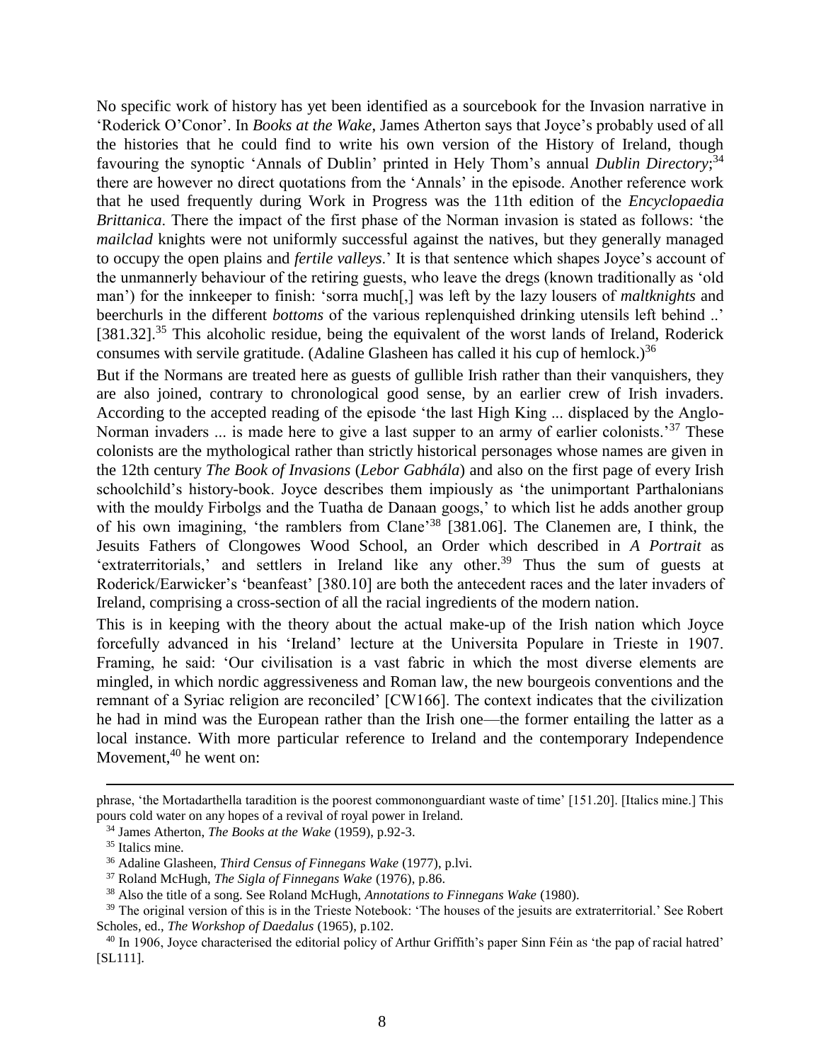No specific work of history has yet been identified as a sourcebook for the Invasion narrative in 'Roderick O'Conor'. In *Books at the Wake*, James Atherton says that Joyce's probably used of all the histories that he could find to write his own version of the History of Ireland, though favouring the synoptic 'Annals of Dublin' printed in Hely Thom's annual *Dublin Directory*;[34] there are however no direct quotations from the 'Annals' in the episode. Another reference work that he used frequently during Work in Progress was the 11th edition of the *Encyclopaedia Brittanica*. There the impact of the first phase of the Norman invasion is stated as follows: 'the *mailclad* knights were not uniformly successful against the natives, but they generally managed to occupy the open plains and *fertile valleys*.' It is that sentence which shapes Joyce's account of the unmannerly behaviour of the retiring guests, who leave the dregs (known traditionally as 'old man') for the innkeeper to finish: 'sorra much[,] was left by the lazy lousers of *maltknights* and beerchurls in the different *bottoms* of the various replenquished drinking utensils left behind ..' [381.32].[35] This alcoholic residue, being the equivalent of the worst lands of Ireland, Roderick consumes with servile gratitude. (Adaline Glasheen has called it his cup of hemlock.)[36]

But if the Normans are treated here as guests of gullible Irish rather than their vanquishers, they are also joined, contrary to chronological good sense, by an earlier crew of Irish invaders. According to the accepted reading of the episode 'the last High King ... displaced by the Anglo-Norman invaders ... is made here to give a last supper to an army of earlier colonists.'[37] These colonists are the mythological rather than strictly historical personages whose names are given in the 12th century *The Book of Invasions* (*Lebor Gabhála*) and also on the first page of every Irish schoolchild's history-book. Joyce describes them impiously as 'the unimportant Parthalonians with the mouldy Firbolgs and the Tuatha de Danaan googs,' to which list he adds another group of his own imagining, 'the ramblers from Clane'[38] [381.06]. The Clanemen are, I think, the Jesuits Fathers of Clongowes Wood School, an Order which described in *A Portrait* as 'extraterritorials,' and settlers in Ireland like any other.[39] Thus the sum of guests at Roderick/Earwicker's 'beanfeast' [380.10] are both the antecedent races and the later invaders of Ireland, comprising a cross-section of all the racial ingredients of the modern nation.

This is in keeping with the theory about the actual make-up of the Irish nation which Joyce forcefully advanced in his 'Ireland' lecture at the Universita Populare in Trieste in 1907. Framing, he said: 'Our civilisation is a vast fabric in which the most diverse elements are mingled, in which nordic aggressiveness and Roman law, the new bourgeois conventions and the remnant of a Syriac religion are reconciled' [CW166]. The context indicates that the civilization he had in mind was the European rather than the Irish one—the former entailing the latter as a local instance. With more particular reference to Ireland and the contemporary Independence Movement,[40] he went on:

---

phrase, 'the Mortadarthella taradition is the poorest commononguardiant waste of time' [151.20]. [Italics mine.] This pours cold water on any hopes of a revival of royal power in Ireland.

[34] James Atherton, *The Books at the Wake* (1959), p.92-3.

[35] Italics mine.

[36] Adaline Glasheen, *Third Census of Finnegans Wake* (1977), p.lvi.

[37] Roland McHugh, *The Sigla of Finnegans Wake* (1976), p.86.

[38] Also the title of a song. See Roland McHugh, *Annotations to Finnegans Wake* (1980).

[39] The original version of this is in the Trieste Notebook: 'The houses of the jesuits are extraterritorial.' See Robert Scholes, ed., *The Workshop of Daedalus* (1965), p.102.

[40] In 1906, Joyce characterised the editorial policy of Arthur Griffith's paper Sinn Féin as 'the pap of racial hatred' [SL111].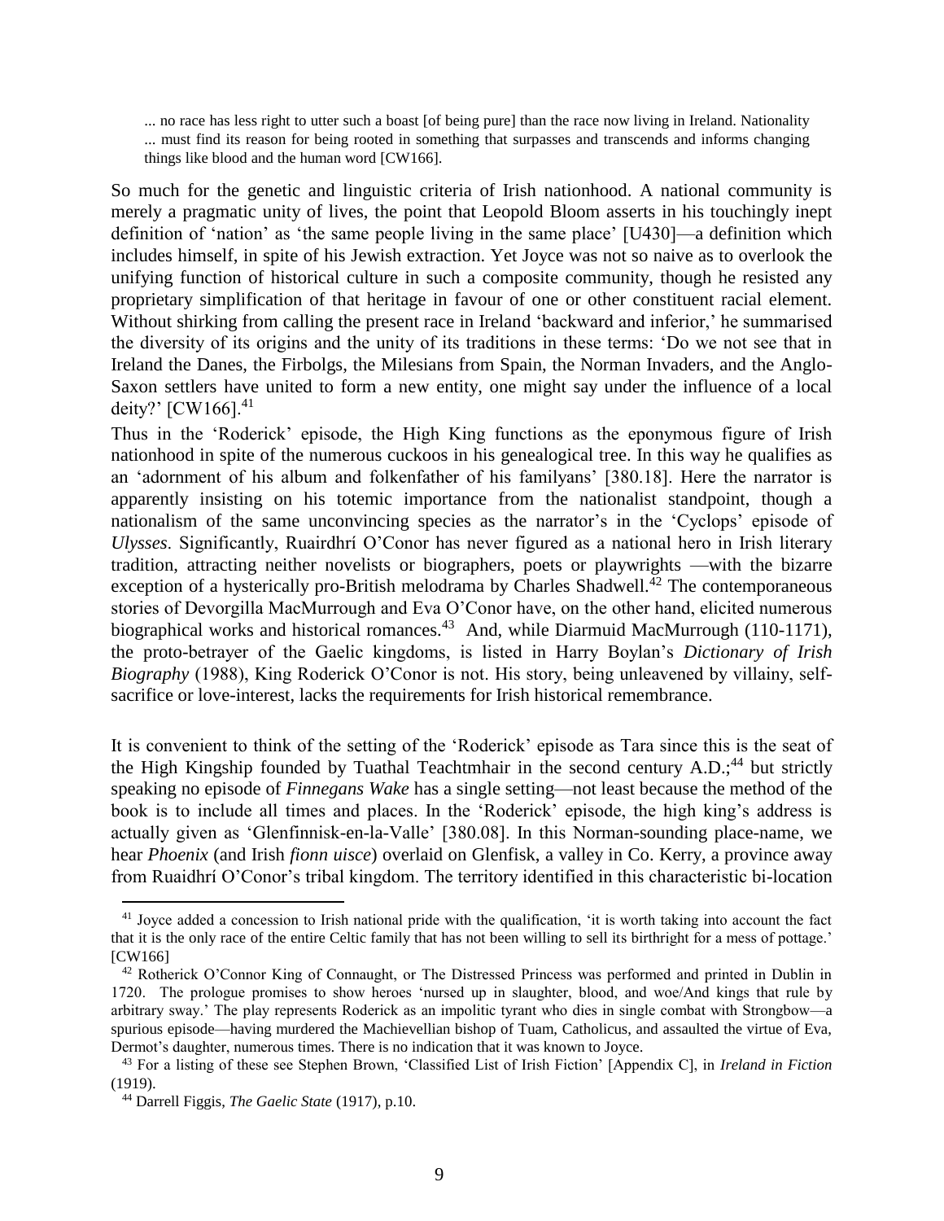> ... no race has less right to utter such a boast [of being pure] than the race now living in Ireland. Nationality ... must find its reason for being rooted in something that surpasses and transcends and informs changing things like blood and the human word [CW166].

So much for the genetic and linguistic criteria of Irish nationhood. A national community is merely a pragmatic unity of lives, the point that Leopold Bloom asserts in his touchingly inept definition of 'nation' as 'the same people living in the same place' [U430]—a definition which includes himself, in spite of his Jewish extraction. Yet Joyce was not so naive as to overlook the unifying function of historical culture in such a composite community, though he resisted any proprietary simplification of that heritage in favour of one or other constituent racial element. Without shirking from calling the present race in Ireland 'backward and inferior,' he summarised the diversity of its origins and the unity of its traditions in these terms: 'Do we not see that in Ireland the Danes, the Firbolgs, the Milesians from Spain, the Norman Invaders, and the Anglo-Saxon settlers have united to form a new entity, one might say under the influence of a local deity?' [CW166].[41]

Thus in the 'Roderick' episode, the High King functions as the eponymous figure of Irish nationhood in spite of the numerous cuckoos in his genealogical tree. In this way he qualifies as an 'adornment of his album and folkenfather of his familyans' [380.18]. Here the narrator is apparently insisting on his totemic importance from the nationalist standpoint, though a nationalism of the same unconvincing species as the narrator's in the 'Cyclops' episode of *Ulysses*. Significantly, Ruairdhrí O'Conor has never figured as a national hero in Irish literary tradition, attracting neither novelists or biographers, poets or playwrights —with the bizarre exception of a hysterically pro-British melodrama by Charles Shadwell.[42] The contemporaneous stories of Devorgilla MacMurrough and Eva O'Conor have, on the other hand, elicited numerous biographical works and historical romances.[43] And, while Diarmuid MacMurrough (110-1171), the proto-betrayer of the Gaelic kingdoms, is listed in Harry Boylan's *Dictionary of Irish Biography* (1988), King Roderick O'Conor is not. His story, being unleavened by villainy, self-sacrifice or love-interest, lacks the requirements for Irish historical remembrance.

It is convenient to think of the setting of the 'Roderick' episode as Tara since this is the seat of the High Kingship founded by Tuathal Teachtmhair in the second century A.D.;[44] but strictly speaking no episode of *Finnegans Wake* has a single setting—not least because the method of the book is to include all times and places. In the 'Roderick' episode, the high king's address is actually given as 'Glenfinnisk-en-la-Valle' [380.08]. In this Norman-sounding place-name, we hear *Phoenix* (and Irish *fionn uisce*) overlaid on Glenfisk, a valley in Co. Kerry, a province away from Ruaidhrí O'Conor's tribal kingdom. The territory identified in this characteristic bi-location

---

[41] Joyce added a concession to Irish national pride with the qualification, 'it is worth taking into account the fact that it is the only race of the entire Celtic family that has not been willing to sell its birthright for a mess of pottage.' [CW166]

[42] Rotherick O'Connor King of Connaught, or The Distressed Princess was performed and printed in Dublin in 1720. The prologue promises to show heroes 'nursed up in slaughter, blood, and woe/And kings that rule by arbitrary sway.' The play represents Roderick as an impolitic tyrant who dies in single combat with Strongbow—a spurious episode—having murdered the Machievellian bishop of Tuam, Catholicus, and assaulted the virtue of Eva, Dermot's daughter, numerous times. There is no indication that it was known to Joyce.

[43] For a listing of these see Stephen Brown, 'Classified List of Irish Fiction' [Appendix C], in *Ireland in Fiction* (1919).

[44] Darrell Figgis, *The Gaelic State* (1917), p.10.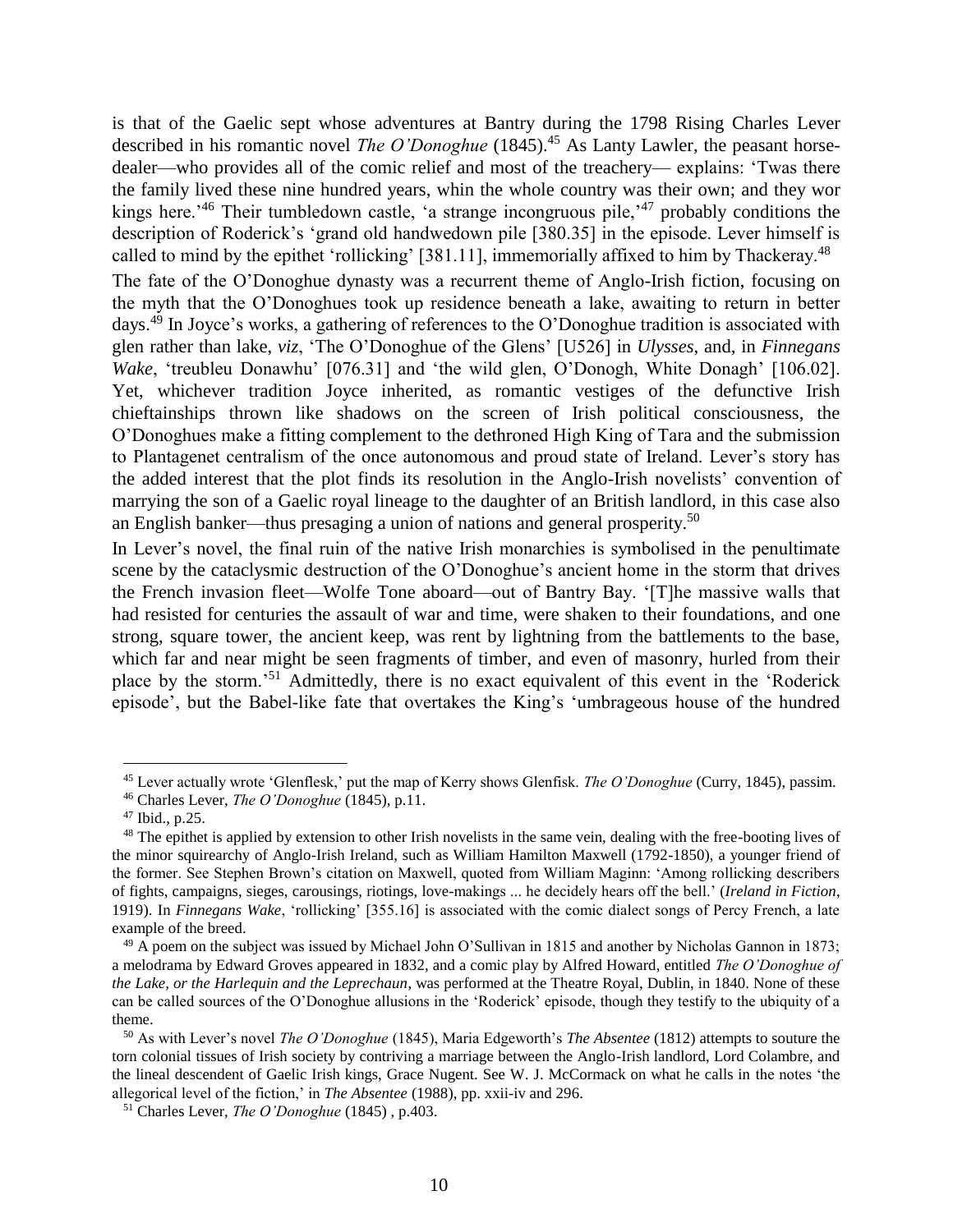is that of the Gaelic sept whose adventures at Bantry during the 1798 Rising Charles Lever described in his romantic novel *The O'Donoghue* (1845).[45] As Lanty Lawler, the peasant horse-dealer—who provides all of the comic relief and most of the treachery— explains: 'Twas there the family lived these nine hundred years, whin the whole country was their own; and they wor kings here.'[46] Their tumbledown castle, 'a strange incongruous pile,'[47] probably conditions the description of Roderick's 'grand old handwedown pile [380.35] in the episode. Lever himself is called to mind by the epithet 'rollicking' [381.11], immemorially affixed to him by Thackeray.[48]

The fate of the O'Donoghue dynasty was a recurrent theme of Anglo-Irish fiction, focusing on the myth that the O'Donoghues took up residence beneath a lake, awaiting to return in better days.[49] In Joyce's works, a gathering of references to the O'Donoghue tradition is associated with glen rather than lake, *viz*, 'The O'Donoghue of the Glens' [U526] in *Ulysses*, and, in *Finnegans Wake*, 'treubleu Donawhu' [076.31] and 'the wild glen, O'Donogh, White Donagh' [106.02]. Yet, whichever tradition Joyce inherited, as romantic vestiges of the defunctive Irish chieftainships thrown like shadows on the screen of Irish political consciousness, the O'Donoghues make a fitting complement to the dethroned High King of Tara and the submission to Plantagenet centralism of the once autonomous and proud state of Ireland. Lever's story has the added interest that the plot finds its resolution in the Anglo-Irish novelists' convention of marrying the son of a Gaelic royal lineage to the daughter of an British landlord, in this case also an English banker—thus presaging a union of nations and general prosperity.[50]

In Lever's novel, the final ruin of the native Irish monarchies is symbolised in the penultimate scene by the cataclysmic destruction of the O'Donoghue's ancient home in the storm that drives the French invasion fleet—Wolfe Tone aboard—out of Bantry Bay. '[T]he massive walls that had resisted for centuries the assault of war and time, were shaken to their foundations, and one strong, square tower, the ancient keep, was rent by lightning from the battlements to the base, which far and near might be seen fragments of timber, and even of masonry, hurled from their place by the storm.'[51] Admittedly, there is no exact equivalent of this event in the 'Roderick episode', but the Babel-like fate that overtakes the King's 'umbrageous house of the hundred

---

[45] Lever actually wrote 'Glenflesk,' put the map of Kerry shows Glenfisk. *The O'Donoghue* (Curry, 1845), passim.

[46] Charles Lever, *The O'Donoghue* (1845), p.11.

[47] Ibid., p.25.

[48] The epithet is applied by extension to other Irish novelists in the same vein, dealing with the free-booting lives of the minor squirearchy of Anglo-Irish Ireland, such as William Hamilton Maxwell (1792-1850), a younger friend of the former. See Stephen Brown's citation on Maxwell, quoted from William Maginn: 'Among rollicking describers of fights, campaigns, sieges, carousings, riotings, love-makings ... he decidely hears off the bell.' (*Ireland in Fiction*, 1919). In *Finnegans Wake*, 'rollicking' [355.16] is associated with the comic dialect songs of Percy French, a late example of the breed.

[49] A poem on the subject was issued by Michael John O'Sullivan in 1815 and another by Nicholas Gannon in 1873; a melodrama by Edward Groves appeared in 1832, and a comic play by Alfred Howard, entitled *The O'Donoghue of the Lake, or the Harlequin and the Leprechaun*, was performed at the Theatre Royal, Dublin, in 1840. None of these can be called sources of the O'Donoghue allusions in the 'Roderick' episode, though they testify to the ubiquity of a theme.

[50] As with Lever's novel *The O'Donoghue* (1845), Maria Edgeworth's *The Absentee* (1812) attempts to souture the torn colonial tissues of Irish society by contriving a marriage between the Anglo-Irish landlord, Lord Colambre, and the lineal descendent of Gaelic Irish kings, Grace Nugent. See W. J. McCormack on what he calls in the notes 'the allegorical level of the fiction,' in *The Absentee* (1988), pp. xxii-iv and 296.

[51] Charles Lever, *The O'Donoghue* (1845) , p.403.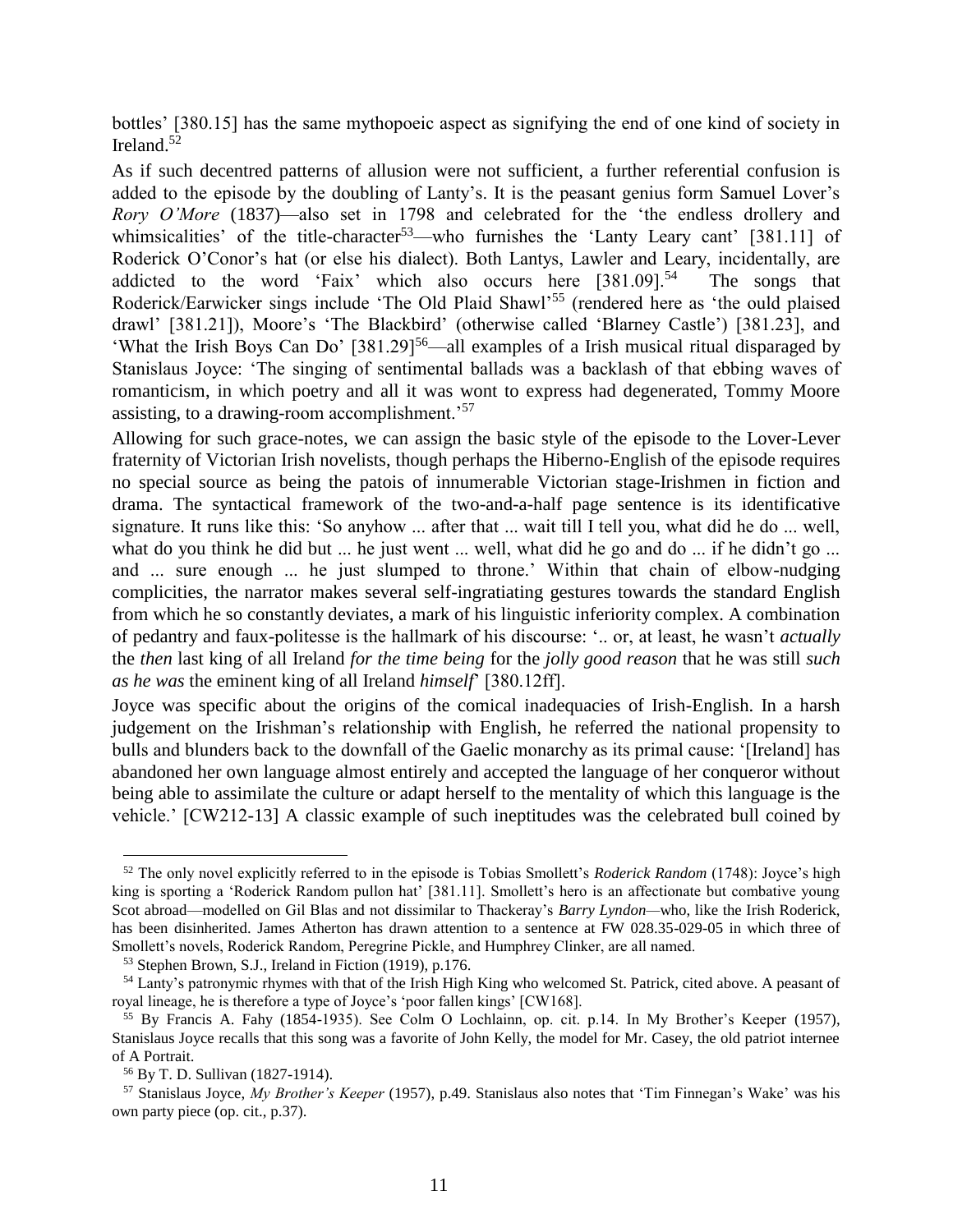bottles' [380.15] has the same mythopoeic aspect as signifying the end of one kind of society in Ireland.[52]

As if such decentred patterns of allusion were not sufficient, a further referential confusion is added to the episode by the doubling of Lanty's. It is the peasant genius form Samuel Lover's *Rory O'More* (1837)—also set in 1798 and celebrated for the 'the endless drollery and whimsicalities' of the title-character[53]—who furnishes the 'Lanty Leary cant' [381.11] of Roderick O'Conor's hat (or else his dialect). Both Lantys, Lawler and Leary, incidentally, are addicted to the word 'Faix' which also occurs here [381.09].[54] The songs that Roderick/Earwicker sings include 'The Old Plaid Shawl'[55] (rendered here as 'the ould plaised drawl' [381.21]), Moore's 'The Blackbird' (otherwise called 'Blarney Castle') [381.23], and 'What the Irish Boys Can Do' [381.29][56]—all examples of a Irish musical ritual disparaged by Stanislaus Joyce: 'The singing of sentimental ballads was a backlash of that ebbing waves of romanticism, in which poetry and all it was wont to express had degenerated, Tommy Moore assisting, to a drawing-room accomplishment.'[57]

Allowing for such grace-notes, we can assign the basic style of the episode to the Lover-Lever fraternity of Victorian Irish novelists, though perhaps the Hiberno-English of the episode requires no special source as being the patois of innumerable Victorian stage-Irishmen in fiction and drama. The syntactical framework of the two-and-a-half page sentence is its identificative signature. It runs like this: 'So anyhow ... after that ... wait till I tell you, what did he do ... well, what do you think he did but ... he just went ... well, what did he go and do ... if he didn't go ... and ... sure enough ... he just slumped to throne.' Within that chain of elbow-nudging complicities, the narrator makes several self-ingratiating gestures towards the standard English from which he so constantly deviates, a mark of his linguistic inferiority complex. A combination of pedantry and faux-politesse is the hallmark of his discourse: '.. or, at least, he wasn't *actually* the *then* last king of all Ireland *for the time being* for the *jolly good reason* that he was still *such as he was* the eminent king of all Ireland *himself*' [380.12ff].

Joyce was specific about the origins of the comical inadequacies of Irish-English. In a harsh judgement on the Irishman's relationship with English, he referred the national propensity to bulls and blunders back to the downfall of the Gaelic monarchy as its primal cause: '[Ireland] has abandoned her own language almost entirely and accepted the language of her conqueror without being able to assimilate the culture or adapt herself to the mentality of which this language is the vehicle.' [CW212-13] A classic example of such ineptitudes was the celebrated bull coined by

---

[52] The only novel explicitly referred to in the episode is Tobias Smollett's *Roderick Random* (1748): Joyce's high king is sporting a 'Roderick Random pullon hat' [381.11]. Smollett's hero is an affectionate but combative young Scot abroad—modelled on Gil Blas and not dissimilar to Thackeray's *Barry Lyndon*—who, like the Irish Roderick, has been disinherited. James Atherton has drawn attention to a sentence at FW 028.35-029-05 in which three of Smollett's novels, Roderick Random, Peregrine Pickle, and Humphrey Clinker, are all named.

[53] Stephen Brown, S.J., Ireland in Fiction (1919), p.176.

[54] Lanty's patronymic rhymes with that of the Irish High King who welcomed St. Patrick, cited above. A peasant of royal lineage, he is therefore a type of Joyce's 'poor fallen kings' [CW168].

[55] By Francis A. Fahy (1854-1935). See Colm O Lochlainn, op. cit. p.14. In My Brother's Keeper (1957), Stanislaus Joyce recalls that this song was a favorite of John Kelly, the model for Mr. Casey, the old patriot internee of A Portrait.

[56] By T. D. Sullivan (1827-1914).

[57] Stanislaus Joyce, *My Brother's Keeper* (1957), p.49. Stanislaus also notes that 'Tim Finnegan's Wake' was his own party piece (op. cit., p.37).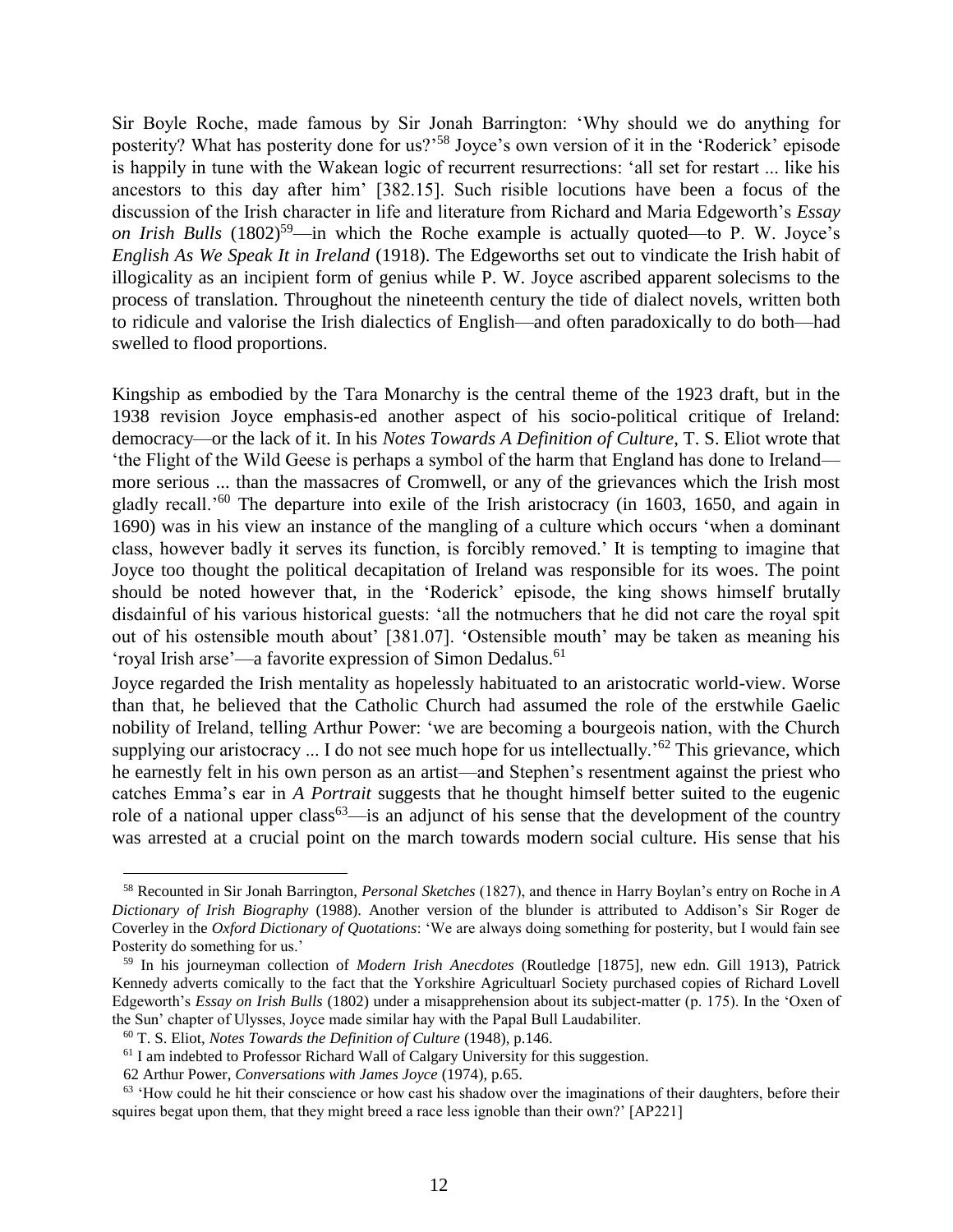Sir Boyle Roche, made famous by Sir Jonah Barrington: 'Why should we do anything for posterity? What has posterity done for us?'[58] Joyce's own version of it in the 'Roderick' episode is happily in tune with the Wakean logic of recurrent resurrections: 'all set for restart ... like his ancestors to this day after him' [382.15]. Such risible locutions have been a focus of the discussion of the Irish character in life and literature from Richard and Maria Edgeworth's *Essay on Irish Bulls* (1802)[59]—in which the Roche example is actually quoted—to P. W. Joyce's *English As We Speak It in Ireland* (1918). The Edgeworths set out to vindicate the Irish habit of illogicality as an incipient form of genius while P. W. Joyce ascribed apparent solecisms to the process of translation. Throughout the nineteenth century the tide of dialect novels, written both to ridicule and valorise the Irish dialectics of English—and often paradoxically to do both—had swelled to flood proportions.

Kingship as embodied by the Tara Monarchy is the central theme of the 1923 draft, but in the 1938 revision Joyce emphasis-ed another aspect of his socio-political critique of Ireland: democracy—or the lack of it. In his *Notes Towards A Definition of Culture*, T. S. Eliot wrote that 'the Flight of the Wild Geese is perhaps a symbol of the harm that England has done to Ireland—more serious ... than the massacres of Cromwell, or any of the grievances which the Irish most gladly recall.'[60] The departure into exile of the Irish aristocracy (in 1603, 1650, and again in 1690) was in his view an instance of the mangling of a culture which occurs 'when a dominant class, however badly it serves its function, is forcibly removed.' It is tempting to imagine that Joyce too thought the political decapitation of Ireland was responsible for its woes. The point should be noted however that, in the 'Roderick' episode, the king shows himself brutally disdainful of his various historical guests: 'all the notmuchers that he did not care the royal spit out of his ostensible mouth about' [381.07]. 'Ostensible mouth' may be taken as meaning his 'royal Irish arse'—a favorite expression of Simon Dedalus.[61]

Joyce regarded the Irish mentality as hopelessly habituated to an aristocratic world-view. Worse than that, he believed that the Catholic Church had assumed the role of the erstwhile Gaelic nobility of Ireland, telling Arthur Power: 'we are becoming a bourgeois nation, with the Church supplying our aristocracy ... I do not see much hope for us intellectually.'[62] This grievance, which he earnestly felt in his own person as an artist—and Stephen's resentment against the priest who catches Emma's ear in *A Portrait* suggests that he thought himself better suited to the eugenic role of a national upper class[63]—is an adjunct of his sense that the development of the country was arrested at a crucial point on the march towards modern social culture. His sense that his

---

[58] Recounted in Sir Jonah Barrington, *Personal Sketches* (1827), and thence in Harry Boylan's entry on Roche in *A Dictionary of Irish Biography* (1988). Another version of the blunder is attributed to Addison's Sir Roger de Coverley in the *Oxford Dictionary of Quotations*: 'We are always doing something for posterity, but I would fain see Posterity do something for us.'

[59] In his journeyman collection of *Modern Irish Anecdotes* (Routledge [1875], new edn. Gill 1913), Patrick Kennedy adverts comically to the fact that the Yorkshire Agricultuarl Society purchased copies of Richard Lovell Edgeworth's *Essay on Irish Bulls* (1802) under a misapprehension about its subject-matter (p. 175). In the 'Oxen of the Sun' chapter of Ulysses, Joyce made similar hay with the Papal Bull Laudabiliter.

[60] T. S. Eliot, *Notes Towards the Definition of Culture* (1948), p.146.

[61] I am indebted to Professor Richard Wall of Calgary University for this suggestion.

62 Arthur Power, *Conversations with James Joyce* (1974), p.65.

[63] 'How could he hit their conscience or how cast his shadow over the imaginations of their daughters, before their squires begat upon them, that they might breed a race less ignoble than their own?' [AP221]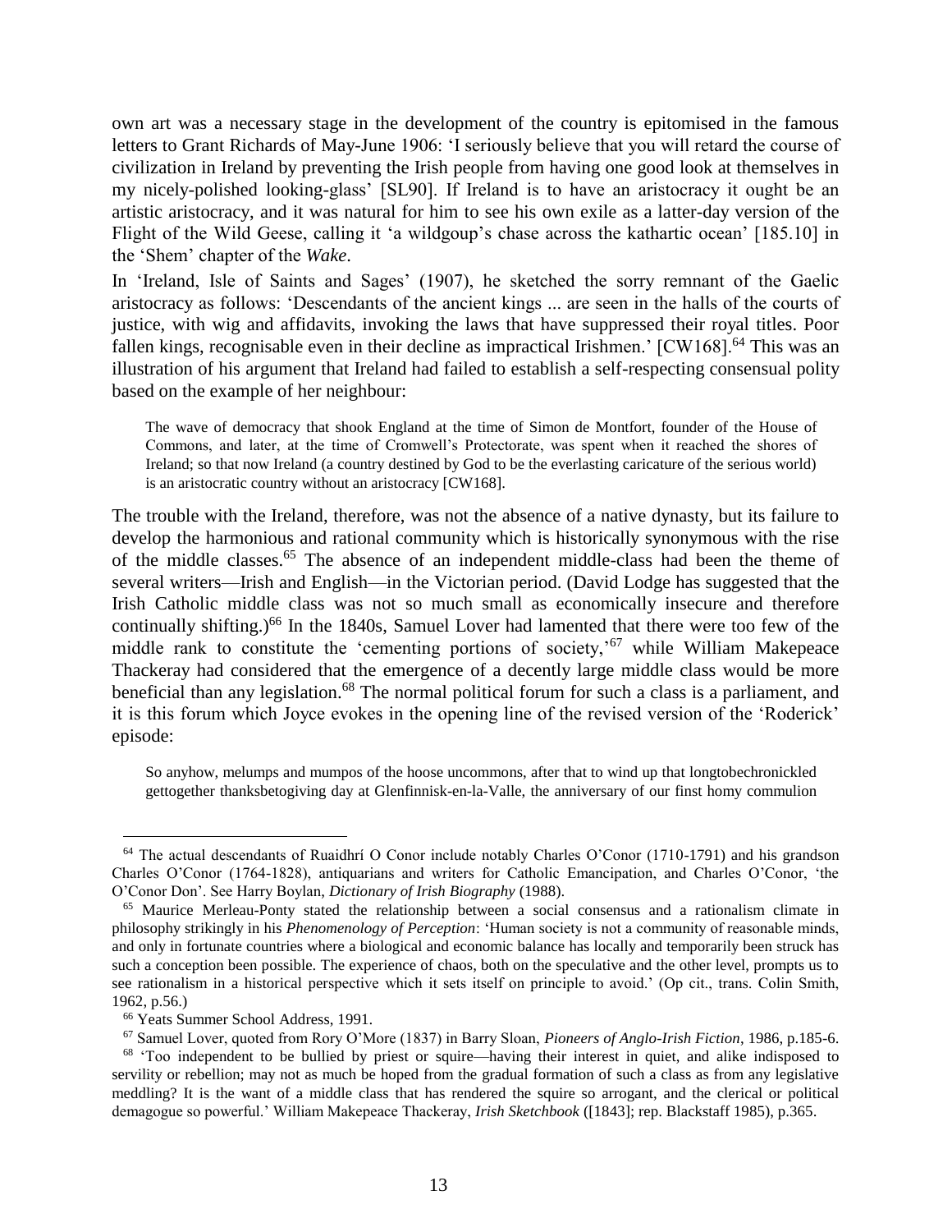own art was a necessary stage in the development of the country is epitomised in the famous letters to Grant Richards of May-June 1906: 'I seriously believe that you will retard the course of civilization in Ireland by preventing the Irish people from having one good look at themselves in my nicely-polished looking-glass' [SL90]. If Ireland is to have an aristocracy it ought be an artistic aristocracy, and it was natural for him to see his own exile as a latter-day version of the Flight of the Wild Geese, calling it 'a wildgoup's chase across the kathartic ocean' [185.10] in the 'Shem' chapter of the *Wake*.

In 'Ireland, Isle of Saints and Sages' (1907), he sketched the sorry remnant of the Gaelic aristocracy as follows: 'Descendants of the ancient kings ... are seen in the halls of the courts of justice, with wig and affidavits, invoking the laws that have suppressed their royal titles. Poor fallen kings, recognisable even in their decline as impractical Irishmen.' [CW168].[64] This was an illustration of his argument that Ireland had failed to establish a self-respecting consensual polity based on the example of her neighbour:

> The wave of democracy that shook England at the time of Simon de Montfort, founder of the House of Commons, and later, at the time of Cromwell's Protectorate, was spent when it reached the shores of Ireland; so that now Ireland (a country destined by God to be the everlasting caricature of the serious world) is an aristocratic country without an aristocracy [CW168].

The trouble with the Ireland, therefore, was not the absence of a native dynasty, but its failure to develop the harmonious and rational community which is historically synonymous with the rise of the middle classes.[65] The absence of an independent middle-class had been the theme of several writers—Irish and English—in the Victorian period. (David Lodge has suggested that the Irish Catholic middle class was not so much small as economically insecure and therefore continually shifting.)[66] In the 1840s, Samuel Lover had lamented that there were too few of the middle rank to constitute the 'cementing portions of society,'[67] while William Makepeace Thackeray had considered that the emergence of a decently large middle class would be more beneficial than any legislation.[68] The normal political forum for such a class is a parliament, and it is this forum which Joyce evokes in the opening line of the revised version of the 'Roderick' episode:

> So anyhow, melumps and mumpos of the hoose uncommons, after that to wind up that longtobechronickled gettogether thanksbetogiving day at Glenfinnisk-en-la-Valle, the anniversary of our finst homy commulion

---

[64] The actual descendants of Ruaidhrí O Conor include notably Charles O'Conor (1710-1791) and his grandson Charles O'Conor (1764-1828), antiquarians and writers for Catholic Emancipation, and Charles O'Conor, 'the O'Conor Don'. See Harry Boylan, *Dictionary of Irish Biography* (1988).

[65] Maurice Merleau-Ponty stated the relationship between a social consensus and a rationalism climate in philosophy strikingly in his *Phenomenology of Perception*: 'Human society is not a community of reasonable minds, and only in fortunate countries where a biological and economic balance has locally and temporarily been struck has such a conception been possible. The experience of chaos, both on the speculative and the other level, prompts us to see rationalism in a historical perspective which it sets itself on principle to avoid.' (Op cit., trans. Colin Smith, 1962, p.56.)

[66] Yeats Summer School Address, 1991.

[67] Samuel Lover, quoted from Rory O'More (1837) in Barry Sloan, *Pioneers of Anglo-Irish Fiction*, 1986, p.185-6.

[68] 'Too independent to be bullied by priest or squire—having their interest in quiet, and alike indisposed to servility or rebellion; may not as much be hoped from the gradual formation of such a class as from any legislative meddling? It is the want of a middle class that has rendered the squire so arrogant, and the clerical or political demagogue so powerful.' William Makepeace Thackeray, *Irish Sketchbook* ([1843]; rep. Blackstaff 1985), p.365.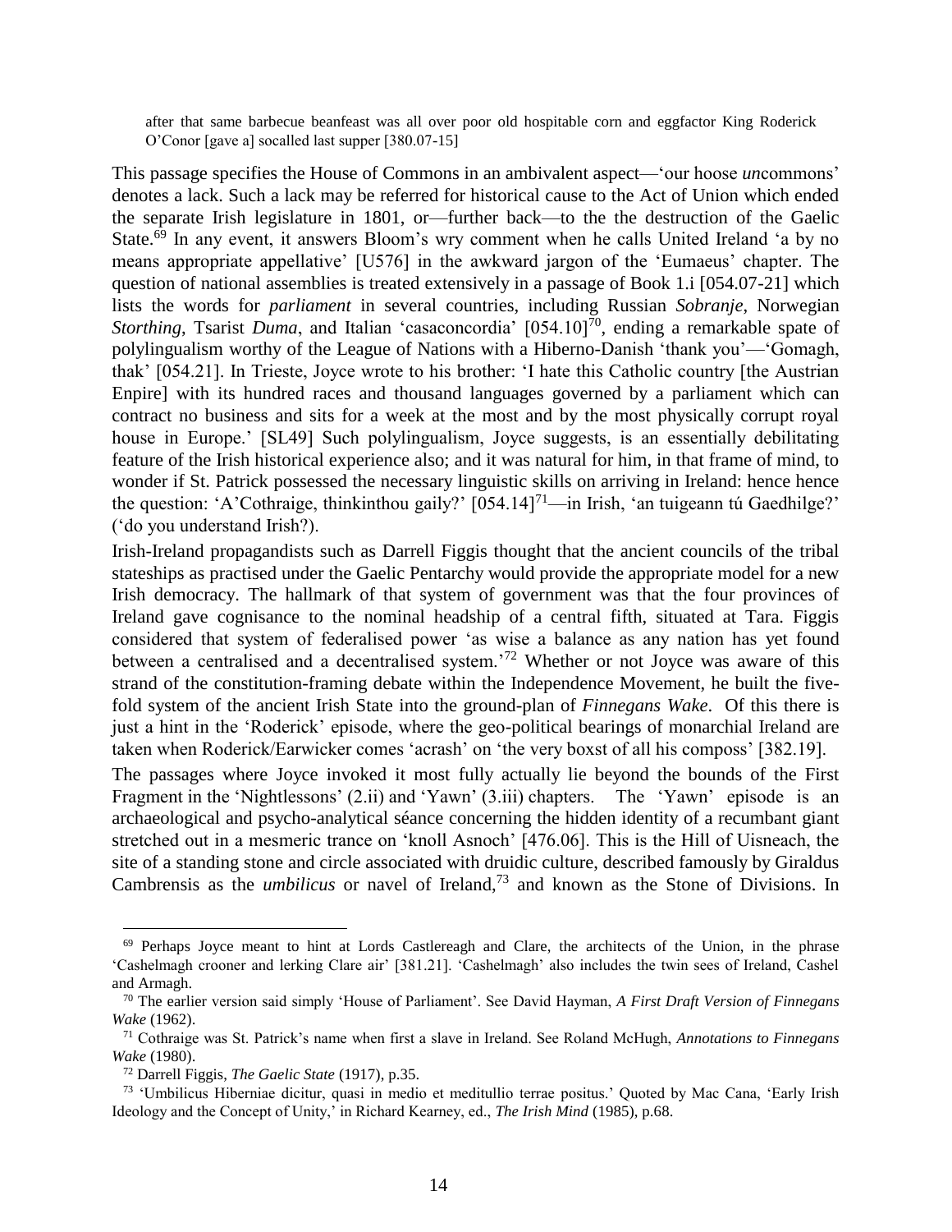> after that same barbecue beanfeast was all over poor old hospitable corn and eggfactor King Roderick O'Conor [gave a] socalled last supper [380.07-15]

This passage specifies the House of Commons in an ambivalent aspect—'our hoose *un*commons' denotes a lack. Such a lack may be referred for historical cause to the Act of Union which ended the separate Irish legislature in 1801, or—further back—to the the destruction of the Gaelic State.[69] In any event, it answers Bloom's wry comment when he calls United Ireland 'a by no means appropriate appellative' [U576] in the awkward jargon of the 'Eumaeus' chapter. The question of national assemblies is treated extensively in a passage of Book 1.i [054.07-21] which lists the words for *parliament* in several countries, including Russian *Sobranje*, Norwegian *Storthing*, Tsarist *Duma*, and Italian 'casaconcordia' [054.10][70], ending a remarkable spate of polylingualism worthy of the League of Nations with a Hiberno-Danish 'thank you'—'Gomagh, thak' [054.21]. In Trieste, Joyce wrote to his brother: 'I hate this Catholic country [the Austrian Enpire] with its hundred races and thousand languages governed by a parliament which can contract no business and sits for a week at the most and by the most physically corrupt royal house in Europe.' [SL49] Such polylingualism, Joyce suggests, is an essentially debilitating feature of the Irish historical experience also; and it was natural for him, in that frame of mind, to wonder if St. Patrick possessed the necessary linguistic skills on arriving in Ireland: hence hence the question: 'A'Cothraige, thinkinthou gaily?' [054.14][71]—in Irish, 'an tuigeann tú Gaedhilge?' ('do you understand Irish?).

Irish-Ireland propagandists such as Darrell Figgis thought that the ancient councils of the tribal stateships as practised under the Gaelic Pentarchy would provide the appropriate model for a new Irish democracy. The hallmark of that system of government was that the four provinces of Ireland gave cognisance to the nominal headship of a central fifth, situated at Tara. Figgis considered that system of federalised power 'as wise a balance as any nation has yet found between a centralised and a decentralised system.'[72] Whether or not Joyce was aware of this strand of the constitution-framing debate within the Independence Movement, he built the five-fold system of the ancient Irish State into the ground-plan of *Finnegans Wake*. Of this there is just a hint in the 'Roderick' episode, where the geo-political bearings of monarchial Ireland are taken when Roderick/Earwicker comes 'acrash' on 'the very boxst of all his composs' [382.19].

The passages where Joyce invoked it most fully actually lie beyond the bounds of the First Fragment in the 'Nightlessons' (2.ii) and 'Yawn' (3.iii) chapters. The 'Yawn' episode is an archaeological and psycho-analytical séance concerning the hidden identity of a recumbant giant stretched out in a mesmeric trance on 'knoll Asnoch' [476.06]. This is the Hill of Uisneach, the site of a standing stone and circle associated with druidic culture, described famously by Giraldus Cambrensis as the *umbilicus* or navel of Ireland,[73] and known as the Stone of Divisions. In

---

[69] Perhaps Joyce meant to hint at Lords Castlereagh and Clare, the architects of the Union, in the phrase 'Cashelmagh crooner and lerking Clare air' [381.21]. 'Cashelmagh' also includes the twin sees of Ireland, Cashel and Armagh.

[70] The earlier version said simply 'House of Parliament'. See David Hayman, *A First Draft Version of Finnegans Wake* (1962).

[71] Cothraige was St. Patrick's name when first a slave in Ireland. See Roland McHugh, *Annotations to Finnegans Wake* (1980).

[72] Darrell Figgis, *The Gaelic State* (1917), p.35.

[73] 'Umbilicus Hiberniae dicitur, quasi in medio et meditullio terrae positus.' Quoted by Mac Cana, 'Early Irish Ideology and the Concept of Unity,' in Richard Kearney, ed., *The Irish Mind* (1985), p.68.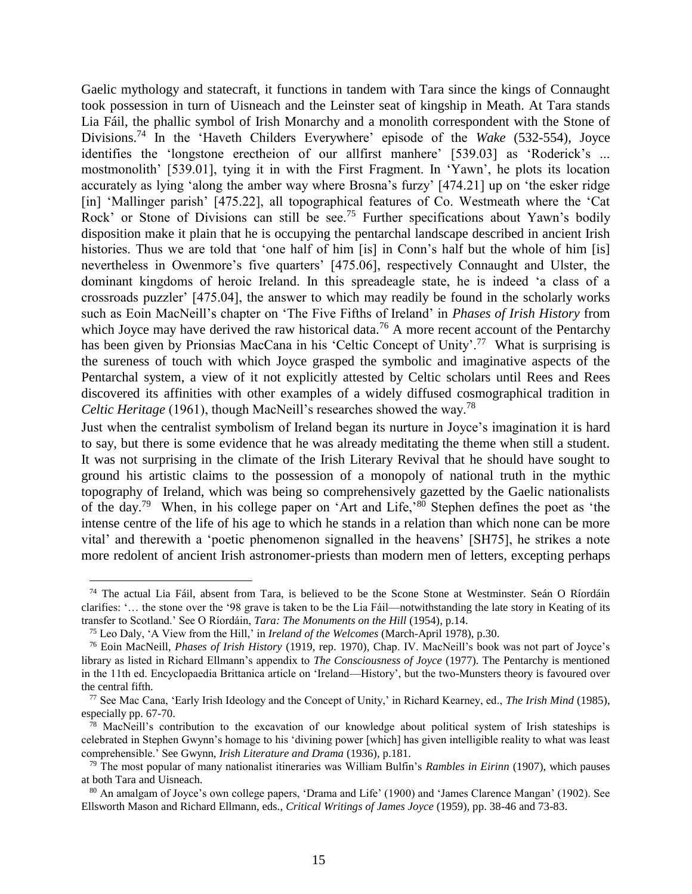Gaelic mythology and statecraft, it functions in tandem with Tara since the kings of Connaught took possession in turn of Uisneach and the Leinster seat of kingship in Meath. At Tara stands Lia Fáil, the phallic symbol of Irish Monarchy and a monolith correspondent with the Stone of Divisions.[74] In the 'Haveth Childers Everywhere' episode of the *Wake* (532-554), Joyce identifies the 'longstone erectheion of our allfirst manhere' [539.03] as 'Roderick's ... mostmonolith' [539.01], tying it in with the First Fragment. In 'Yawn', he plots its location accurately as lying 'along the amber way where Brosna's furzy' [474.21] up on 'the esker ridge [in] 'Mallinger parish' [475.22], all topographical features of Co. Westmeath where the 'Cat Rock' or Stone of Divisions can still be see.[75] Further specifications about Yawn's bodily disposition make it plain that he is occupying the pentarchal landscape described in ancient Irish histories. Thus we are told that 'one half of him [is] in Conn's half but the whole of him [is] nevertheless in Owenmore's five quarters' [475.06], respectively Connaught and Ulster, the dominant kingdoms of heroic Ireland. In this spreadeagle state, he is indeed 'a class of a crossroads puzzler' [475.04], the answer to which may readily be found in the scholarly works such as Eoin MacNeill's chapter on 'The Five Fifths of Ireland' in *Phases of Irish History* from which Joyce may have derived the raw historical data.[76] A more recent account of the Pentarchy has been given by Prionsias MacCana in his 'Celtic Concept of Unity'.[77] What is surprising is the sureness of touch with which Joyce grasped the symbolic and imaginative aspects of the Pentarchal system, a view of it not explicitly attested by Celtic scholars until Rees and Rees discovered its affinities with other examples of a widely diffused cosmographical tradition in *Celtic Heritage* (1961), though MacNeill's researches showed the way.[78]

Just when the centralist symbolism of Ireland began its nurture in Joyce's imagination it is hard to say, but there is some evidence that he was already meditating the theme when still a student. It was not surprising in the climate of the Irish Literary Revival that he should have sought to ground his artistic claims to the possession of a monopoly of national truth in the mythic topography of Ireland, which was being so comprehensively gazetted by the Gaelic nationalists of the day.[79] When, in his college paper on 'Art and Life,'[80] Stephen defines the poet as 'the intense centre of the life of his age to which he stands in a relation than which none can be more vital' and therewith a 'poetic phenomenon signalled in the heavens' [SH75], he strikes a note more redolent of ancient Irish astronomer-priests than modern men of letters, excepting perhaps

---

[74] The actual Lia Fáil, absent from Tara, is believed to be the Scone Stone at Westminster. Seán O Ríordáin clarifies: '… the stone over the '98 grave is taken to be the Lia Fáil—notwithstanding the late story in Keating of its transfer to Scotland.' See O Ríordáin, *Tara: The Monuments on the Hill* (1954), p.14.

[75] Leo Daly, 'A View from the Hill,' in *Ireland of the Welcomes* (March-April 1978), p.30.

[76] Eoin MacNeill, *Phases of Irish History* (1919, rep. 1970), Chap. IV. MacNeill's book was not part of Joyce's library as listed in Richard Ellmann's appendix to *The Consciousness of Joyce* (1977). The Pentarchy is mentioned in the 11th ed. Encyclopaedia Brittanica article on 'Ireland—History', but the two-Munsters theory is favoured over the central fifth.

[77] See Mac Cana, 'Early Irish Ideology and the Concept of Unity,' in Richard Kearney, ed., *The Irish Mind* (1985), especially pp. 67-70.

[78] MacNeill's contribution to the excavation of our knowledge about political system of Irish stateships is celebrated in Stephen Gwynn's homage to his 'divining power [which] has given intelligible reality to what was least comprehensible.' See Gwynn, *Irish Literature and Drama* (1936), p.181.

[79] The most popular of many nationalist itineraries was William Bulfin's *Rambles in Eirinn* (1907), which pauses at both Tara and Uisneach.

[80] An amalgam of Joyce's own college papers, 'Drama and Life' (1900) and 'James Clarence Mangan' (1902). See Ellsworth Mason and Richard Ellmann, eds., *Critical Writings of James Joyce* (1959), pp. 38-46 and 73-83.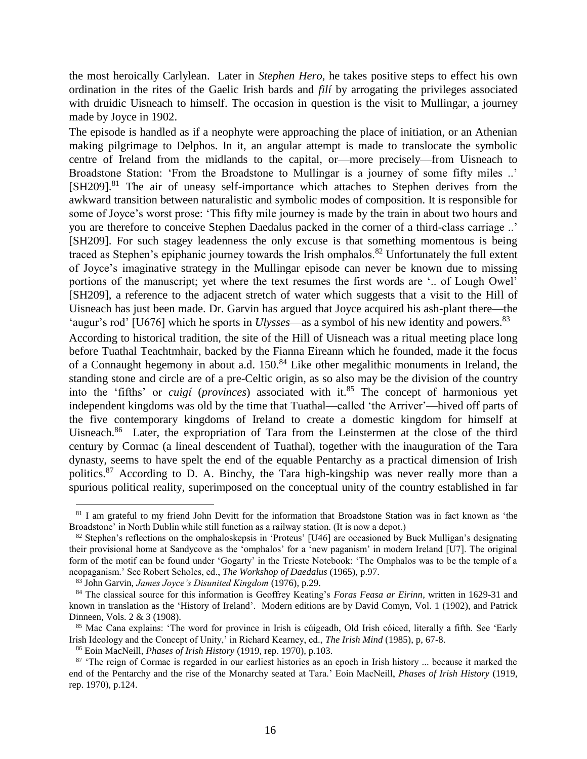the most heroically Carlylean. Later in *Stephen Hero*, he takes positive steps to effect his own ordination in the rites of the Gaelic Irish bards and *filí* by arrogating the privileges associated with druidic Uisneach to himself. The occasion in question is the visit to Mullingar, a journey made by Joyce in 1902.

The episode is handled as if a neophyte were approaching the place of initiation, or an Athenian making pilgrimage to Delphos. In it, an angular attempt is made to translocate the symbolic centre of Ireland from the midlands to the capital, or—more precisely—from Uisneach to Broadstone Station: 'From the Broadstone to Mullingar is a journey of some fifty miles ..' [SH209].[81] The air of uneasy self-importance which attaches to Stephen derives from the awkward transition between naturalistic and symbolic modes of composition. It is responsible for some of Joyce's worst prose: 'This fifty mile journey is made by the train in about two hours and you are therefore to conceive Stephen Daedalus packed in the corner of a third-class carriage ..' [SH209]. For such stagey leadenness the only excuse is that something momentous is being traced as Stephen's epiphanic journey towards the Irish omphalos.[82] Unfortunately the full extent of Joyce's imaginative strategy in the Mullingar episode can never be known due to missing portions of the manuscript; yet where the text resumes the first words are '.. of Lough Owel' [SH209], a reference to the adjacent stretch of water which suggests that a visit to the Hill of Uisneach has just been made. Dr. Garvin has argued that Joyce acquired his ash-plant there—the 'augur's rod' [U676] which he sports in *Ulysses*—as a symbol of his new identity and powers.[83]

According to historical tradition, the site of the Hill of Uisneach was a ritual meeting place long before Tuathal Teachtmhair, backed by the Fianna Eireann which he founded, made it the focus of a Connaught hegemony in about a.d. 150.[84] Like other megalithic monuments in Ireland, the standing stone and circle are of a pre-Celtic origin, as so also may be the division of the country into the 'fifths' or *cuigí* (*provinces*) associated with it.[85] The concept of harmonious yet independent kingdoms was old by the time that Tuathal—called 'the Arriver'—hived off parts of the five contemporary kingdoms of Ireland to create a domestic kingdom for himself at Uisneach.[86] Later, the expropriation of Tara from the Leinstermen at the close of the third century by Cormac (a lineal descendent of Tuathal), together with the inauguration of the Tara dynasty, seems to have spelt the end of the equable Pentarchy as a practical dimension of Irish politics.[87] According to D. A. Binchy, the Tara high-kingship was never really more than a spurious political reality, superimposed on the conceptual unity of the country established in far

---

[81] I am grateful to my friend John Devitt for the information that Broadstone Station was in fact known as 'the Broadstone' in North Dublin while still function as a railway station. (It is now a depot.)

[82] Stephen's reflections on the omphaloskepsis in 'Proteus' [U46] are occasioned by Buck Mulligan's designating their provisional home at Sandycove as the 'omphalos' for a 'new paganism' in modern Ireland [U7]. The original form of the motif can be found under 'Gogarty' in the Trieste Notebook: 'The Omphalos was to be the temple of a neopaganism.' See Robert Scholes, ed., *The Workshop of Daedalus* (1965), p.97.

[83] John Garvin, *James Joyce's Disunited Kingdom* (1976), p.29.

[84] The classical source for this information is Geoffrey Keating's *Foras Feasa ar Eirinn*, written in 1629-31 and known in translation as the 'History of Ireland'. Modern editions are by David Comyn, Vol. 1 (1902), and Patrick Dinneen, Vols. 2 & 3 (1908).

[85] Mac Cana explains: 'The word for province in Irish is cúigeadh, Old Irish cóiced, literally a fifth. See 'Early Irish Ideology and the Concept of Unity,' in Richard Kearney, ed., *The Irish Mind* (1985), p, 67-8.

[86] Eoin MacNeill, *Phases of Irish History* (1919, rep. 1970), p.103.

[87] 'The reign of Cormac is regarded in our earliest histories as an epoch in Irish history ... because it marked the end of the Pentarchy and the rise of the Monarchy seated at Tara.' Eoin MacNeill, *Phases of Irish History* (1919, rep. 1970), p.124.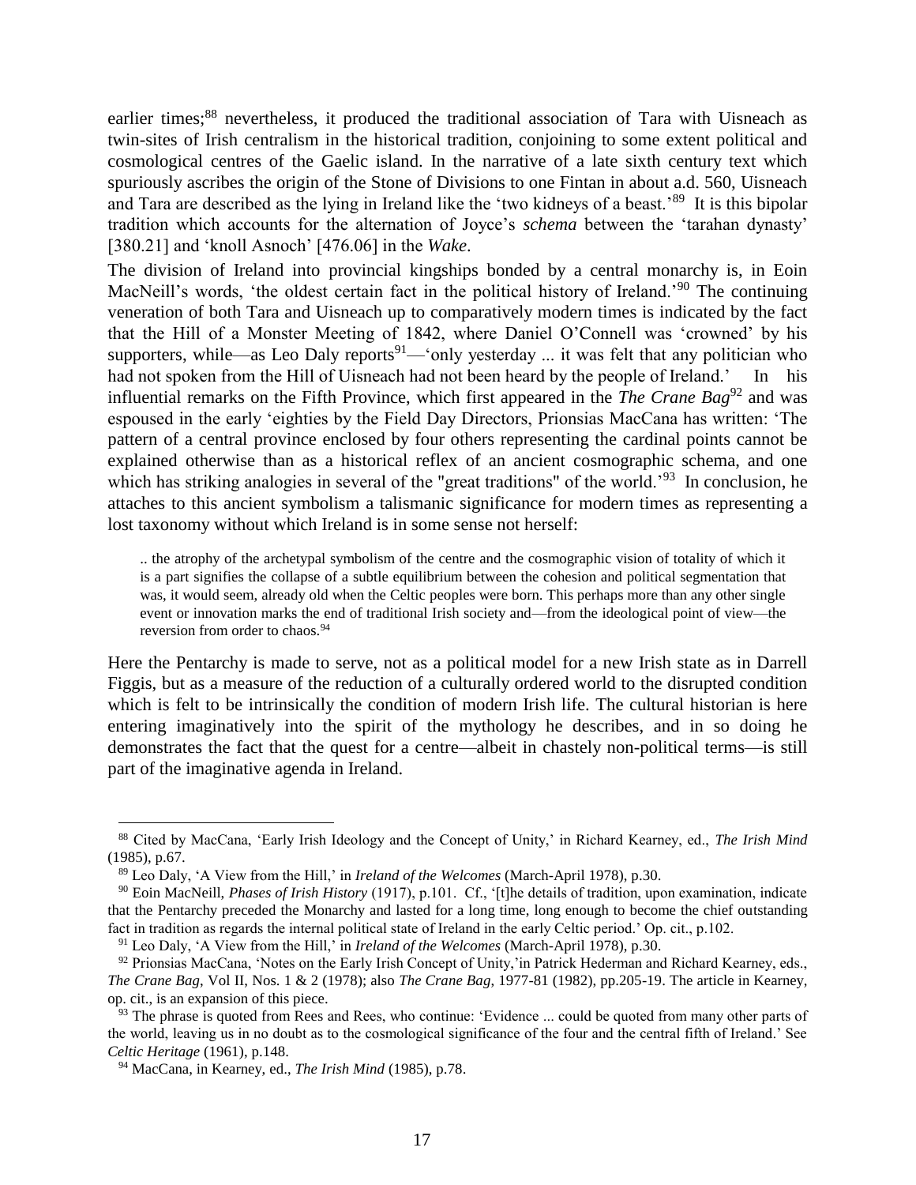earlier times;[88] nevertheless, it produced the traditional association of Tara with Uisneach as twin-sites of Irish centralism in the historical tradition, conjoining to some extent political and cosmological centres of the Gaelic island. In the narrative of a late sixth century text which spuriously ascribes the origin of the Stone of Divisions to one Fintan in about a.d. 560, Uisneach and Tara are described as the lying in Ireland like the 'two kidneys of a beast.'[89] It is this bipolar tradition which accounts for the alternation of Joyce's *schema* between the 'tarahan dynasty' [380.21] and 'knoll Asnoch' [476.06] in the *Wake*.

The division of Ireland into provincial kingships bonded by a central monarchy is, in Eoin MacNeill's words, 'the oldest certain fact in the political history of Ireland.'[90] The continuing veneration of both Tara and Uisneach up to comparatively modern times is indicated by the fact that the Hill of a Monster Meeting of 1842, where Daniel O'Connell was 'crowned' by his supporters, while—as Leo Daly reports[91]—'only yesterday ... it was felt that any politician who had not spoken from the Hill of Uisneach had not been heard by the people of Ireland.' In his influential remarks on the Fifth Province, which first appeared in the *The Crane Bag*[92] and was espoused in the early 'eighties by the Field Day Directors, Prionsias MacCana has written: 'The pattern of a central province enclosed by four others representing the cardinal points cannot be explained otherwise than as a historical reflex of an ancient cosmographic schema, and one which has striking analogies in several of the "great traditions" of the world.'[93] In conclusion, he attaches to this ancient symbolism a talismanic significance for modern times as representing a lost taxonomy without which Ireland is in some sense not herself:

> .. the atrophy of the archetypal symbolism of the centre and the cosmographic vision of totality of which it is a part signifies the collapse of a subtle equilibrium between the cohesion and political segmentation that was, it would seem, already old when the Celtic peoples were born. This perhaps more than any other single event or innovation marks the end of traditional Irish society and—from the ideological point of view—the reversion from order to chaos.[94]

Here the Pentarchy is made to serve, not as a political model for a new Irish state as in Darrell Figgis, but as a measure of the reduction of a culturally ordered world to the disrupted condition which is felt to be intrinsically the condition of modern Irish life. The cultural historian is here entering imaginatively into the spirit of the mythology he describes, and in so doing he demonstrates the fact that the quest for a centre—albeit in chastely non-political terms—is still part of the imaginative agenda in Ireland.

---

[88] Cited by MacCana, 'Early Irish Ideology and the Concept of Unity,' in Richard Kearney, ed., *The Irish Mind* (1985), p.67.

[89] Leo Daly, 'A View from the Hill,' in *Ireland of the Welcomes* (March-April 1978), p.30.

[90] Eoin MacNeill, *Phases of Irish History* (1917), p.101. Cf., '[t]he details of tradition, upon examination, indicate that the Pentarchy preceded the Monarchy and lasted for a long time, long enough to become the chief outstanding fact in tradition as regards the internal political state of Ireland in the early Celtic period.' Op. cit., p.102.

[91] Leo Daly, 'A View from the Hill,' in *Ireland of the Welcomes* (March-April 1978), p.30.

[92] Prionsias MacCana, 'Notes on the Early Irish Concept of Unity,'in Patrick Hederman and Richard Kearney, eds., *The Crane Bag*, Vol II, Nos. 1 & 2 (1978); also *The Crane Bag*, 1977-81 (1982), pp.205-19. The article in Kearney, op. cit., is an expansion of this piece.

[93] The phrase is quoted from Rees and Rees, who continue: 'Evidence ... could be quoted from many other parts of the world, leaving us in no doubt as to the cosmological significance of the four and the central fifth of Ireland.' See *Celtic Heritage* (1961), p.148.

[94] MacCana, in Kearney, ed., *The Irish Mind* (1985), p.78.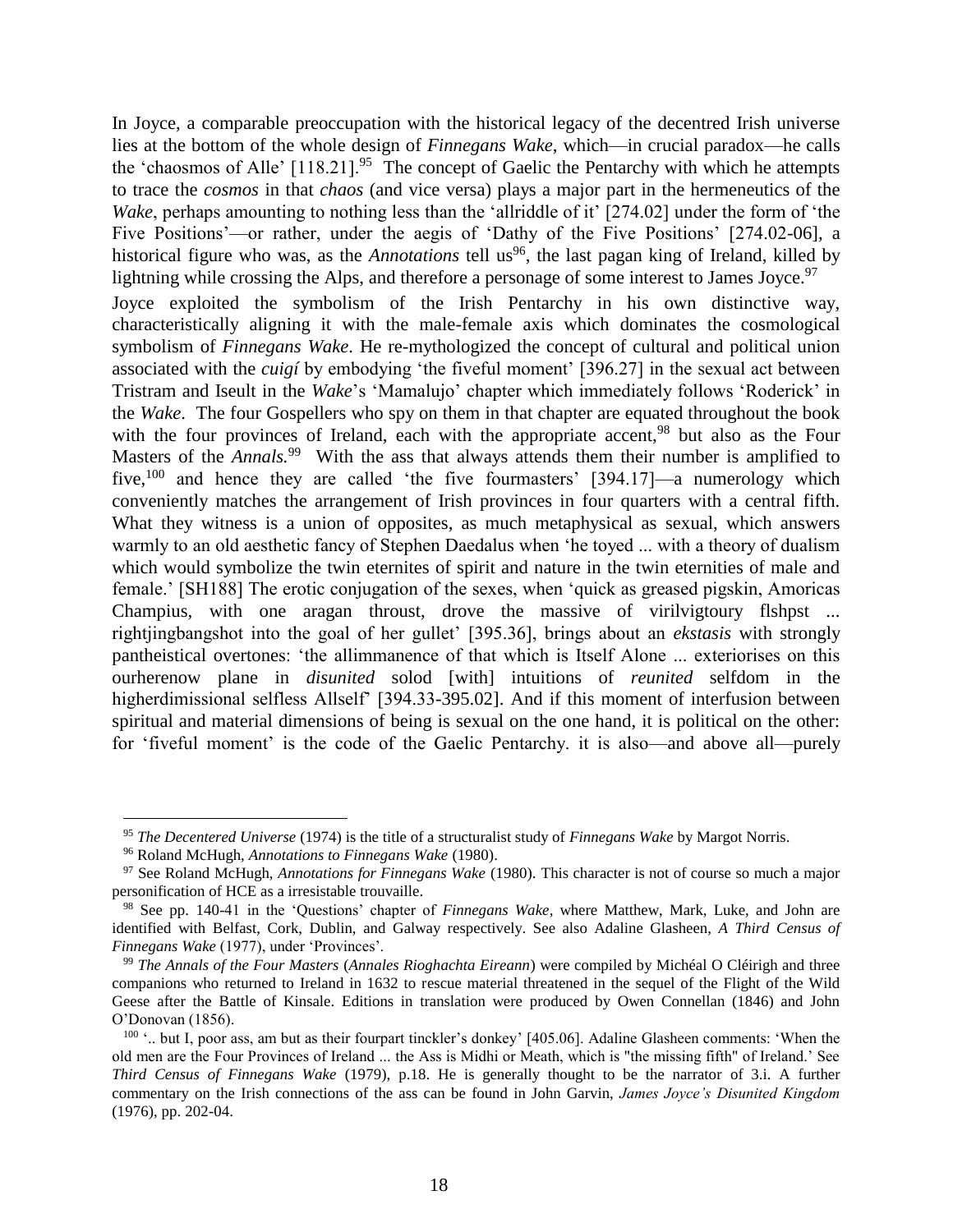In Joyce, a comparable preoccupation with the historical legacy of the decentred Irish universe lies at the bottom of the whole design of *Finnegans Wake*, which—in crucial paradox—he calls the 'chaosmos of Alle' [118.21].[95] The concept of Gaelic the Pentarchy with which he attempts to trace the *cosmos* in that *chaos* (and vice versa) plays a major part in the hermeneutics of the *Wake*, perhaps amounting to nothing less than the 'allriddle of it' [274.02] under the form of 'the Five Positions'—or rather, under the aegis of 'Dathy of the Five Positions' [274.02-06], a historical figure who was, as the *Annotations* tell us[96], the last pagan king of Ireland, killed by lightning while crossing the Alps, and therefore a personage of some interest to James Joyce.[97]

Joyce exploited the symbolism of the Irish Pentarchy in his own distinctive way, characteristically aligning it with the male-female axis which dominates the cosmological symbolism of *Finnegans Wake*. He re-mythologized the concept of cultural and political union associated with the *cuigí* by embodying 'the fiveful moment' [396.27] in the sexual act between Tristram and Iseult in the *Wake*'s 'Mamalujo' chapter which immediately follows 'Roderick' in the *Wake*. The four Gospellers who spy on them in that chapter are equated throughout the book with the four provinces of Ireland, each with the appropriate accent,[98] but also as the Four Masters of the *Annals*.[99] With the ass that always attends them their number is amplified to five,[100] and hence they are called 'the five fourmasters' [394.17]—a numerology which conveniently matches the arrangement of Irish provinces in four quarters with a central fifth. What they witness is a union of opposites, as much metaphysical as sexual, which answers warmly to an old aesthetic fancy of Stephen Daedalus when 'he toyed ... with a theory of dualism which would symbolize the twin eternites of spirit and nature in the twin eternities of male and female.' [SH188] The erotic conjugation of the sexes, when 'quick as greased pigskin, Amoricas Champius, with one aragan throust, drove the massive of virilvigtoury flshpst ... rightjingbangshot into the goal of her gullet' [395.36], brings about an *ekstasis* with strongly pantheistical overtones: 'the allimmanence of that which is Itself Alone ... exteriorises on this ourherenow plane in *disunited* solod [with] intuitions of *reunited* selfdom in the higherdimissional selfless Allself' [394.33-395.02]. And if this moment of interfusion between spiritual and material dimensions of being is sexual on the one hand, it is political on the other: for 'fiveful moment' is the code of the Gaelic Pentarchy. it is also—and above all—purely

---

[95] *The Decentered Universe* (1974) is the title of a structuralist study of *Finnegans Wake* by Margot Norris.

[96] Roland McHugh, *Annotations to Finnegans Wake* (1980).

[97] See Roland McHugh, *Annotations for Finnegans Wake* (1980). This character is not of course so much a major personification of HCE as a irresistable trouvaille.

[98] See pp. 140-41 in the 'Questions' chapter of *Finnegans Wake*, where Matthew, Mark, Luke, and John are identified with Belfast, Cork, Dublin, and Galway respectively. See also Adaline Glasheen, *A Third Census of Finnegans Wake* (1977), under 'Provinces'.

[99] *The Annals of the Four Masters* (*Annales Rioghachta Eireann*) were compiled by Michéal O Cléirigh and three companions who returned to Ireland in 1632 to rescue material threatened in the sequel of the Flight of the Wild Geese after the Battle of Kinsale. Editions in translation were produced by Owen Connellan (1846) and John O'Donovan (1856).

[100] '.. but I, poor ass, am but as their fourpart tinckler's donkey' [405.06]. Adaline Glasheen comments: 'When the old men are the Four Provinces of Ireland ... the Ass is Midhi or Meath, which is "the missing fifth" of Ireland.' See *Third Census of Finnegans Wake* (1979), p.18. He is generally thought to be the narrator of 3.i. A further commentary on the Irish connections of the ass can be found in John Garvin, *James Joyce's Disunited Kingdom* (1976), pp. 202-04.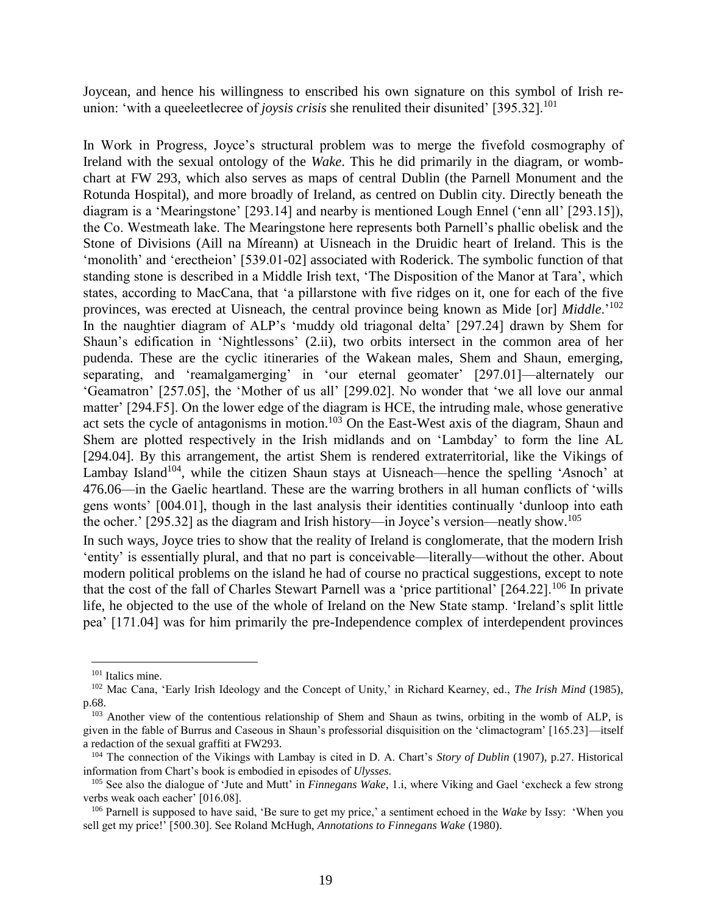Joycean, and hence his willingness to enscribed his own signature on this symbol of Irish re-union: 'with a queeleetlecree of *joysis crisis* she renulited their disunited' [395.32].[101]

In Work in Progress, Joyce's structural problem was to merge the fivefold cosmography of Ireland with the sexual ontology of the *Wake*. This he did primarily in the diagram, or womb-chart at FW 293, which also serves as maps of central Dublin (the Parnell Monument and the Rotunda Hospital), and more broadly of Ireland, as centred on Dublin city. Directly beneath the diagram is a 'Mearingstone' [293.14] and nearby is mentioned Lough Ennel ('enn all' [293.15]), the Co. Westmeath lake. The Mearingstone here represents both Parnell's phallic obelisk and the Stone of Divisions (Aill na Míreann) at Uisneach in the Druidic heart of Ireland. This is the 'monolith' and 'erectheion' [539.01-02] associated with Roderick. The symbolic function of that standing stone is described in a Middle Irish text, 'The Disposition of the Manor at Tara', which states, according to MacCana, that 'a pillarstone with five ridges on it, one for each of the five provinces, was erected at Uisneach, the central province being known as Mide [or] *Middle*.'[102] In the naughtier diagram of ALP's 'muddy old triagonal delta' [297.24] drawn by Shem for Shaun's edification in 'Nightlessons' (2.ii), two orbits intersect in the common area of her pudenda. These are the cyclic itineraries of the Wakean males, Shem and Shaun, emerging, separating, and 'reamalgamerging' in 'our eternal geomater' [297.01]—alternately our 'Geamatron' [257.05], the 'Mother of us all' [299.02]. No wonder that 'we all love our anmal matter' [294.F5]. On the lower edge of the diagram is HCE, the intruding male, whose generative act sets the cycle of antagonisms in motion.[103] On the East-West axis of the diagram, Shaun and Shem are plotted respectively in the Irish midlands and on 'Lambday' to form the line AL [294.04]. By this arrangement, the artist Shem is rendered extraterritorial, like the Vikings of Lambay Island[104], while the citizen Shaun stays at Uisneach—hence the spelling '*A*snoch' at 476.06—in the Gaelic heartland. These are the warring brothers in all human conflicts of 'wills gens wonts' [004.01], though in the last analysis their identities continually 'dunloop into eath the ocher.' [295.32] as the diagram and Irish history—in Joyce's version—neatly show.[105]

In such ways, Joyce tries to show that the reality of Ireland is conglomerate, that the modern Irish 'entity' is essentially plural, and that no part is conceivable—literally—without the other. About modern political problems on the island he had of course no practical suggestions, except to note that the cost of the fall of Charles Stewart Parnell was a 'price partitional' [264.22].[106] In private life, he objected to the use of the whole of Ireland on the New State stamp. 'Ireland's split little pea' [171.04] was for him primarily the pre-Independence complex of interdependent provinces

---

[101] Italics mine.

[102] Mac Cana, 'Early Irish Ideology and the Concept of Unity,' in Richard Kearney, ed., *The Irish Mind* (1985), p.68.

[103] Another view of the contentious relationship of Shem and Shaun as twins, orbiting in the womb of ALP, is given in the fable of Burrus and Caseous in Shaun's professorial disquisition on the 'climactogram' [165.23]—itself a redaction of the sexual graffiti at FW293.

[104] The connection of the Vikings with Lambay is cited in D. A. Chart's *Story of Dublin* (1907), p.27. Historical information from Chart's book is embodied in episodes of *Ulysses*.

[105] See also the dialogue of 'Jute and Mutt' in *Finnegans Wake*, 1.i, where Viking and Gael 'excheck a few strong verbs weak oach eacher' [016.08].

[106] Parnell is supposed to have said, 'Be sure to get my price,' a sentiment echoed in the *Wake* by Issy: 'When you sell get my price!' [500.30]. See Roland McHugh, *Annotations to Finnegans Wake* (1980).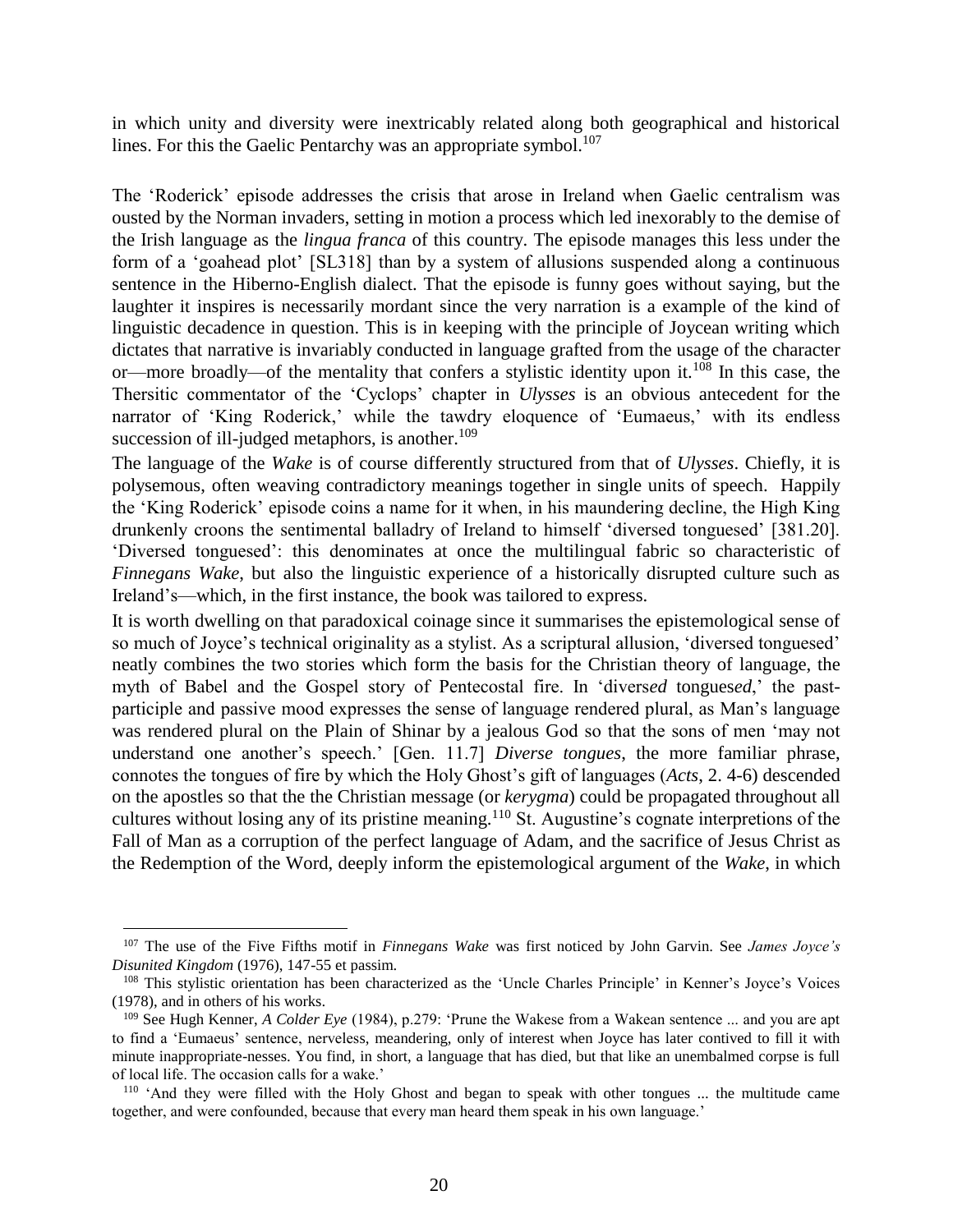in which unity and diversity were inextricably related along both geographical and historical lines. For this the Gaelic Pentarchy was an appropriate symbol.[107]

The 'Roderick' episode addresses the crisis that arose in Ireland when Gaelic centralism was ousted by the Norman invaders, setting in motion a process which led inexorably to the demise of the Irish language as the *lingua franca* of this country. The episode manages this less under the form of a 'goahead plot' [SL318] than by a system of allusions suspended along a continuous sentence in the Hiberno-English dialect. That the episode is funny goes without saying, but the laughter it inspires is necessarily mordant since the very narration is a example of the kind of linguistic decadence in question. This is in keeping with the principle of Joycean writing which dictates that narrative is invariably conducted in language grafted from the usage of the character or—more broadly—of the mentality that confers a stylistic identity upon it.[108] In this case, the Thersitic commentator of the 'Cyclops' chapter in *Ulysses* is an obvious antecedent for the narrator of 'King Roderick,' while the tawdry eloquence of 'Eumaeus,' with its endless succession of ill-judged metaphors, is another.[109]

The language of the *Wake* is of course differently structured from that of *Ulysses*. Chiefly, it is polysemous, often weaving contradictory meanings together in single units of speech. Happily the 'King Roderick' episode coins a name for it when, in his maundering decline, the High King drunkenly croons the sentimental balladry of Ireland to himself 'diversed tonguesed' [381.20]. 'Diversed tonguesed': this denominates at once the multilingual fabric so characteristic of *Finnegans Wake*, but also the linguistic experience of a historically disrupted culture such as Ireland's—which, in the first instance, the book was tailored to express.

It is worth dwelling on that paradoxical coinage since it summarises the epistemological sense of so much of Joyce's technical originality as a stylist. As a scriptural allusion, 'diversed tonguesed' neatly combines the two stories which form the basis for the Christian theory of language, the myth of Babel and the Gospel story of Pentecostal fire. In 'divers*ed* tongues*ed*,' the past-participle and passive mood expresses the sense of language rendered plural, as Man's language was rendered plural on the Plain of Shinar by a jealous God so that the sons of men 'may not understand one another's speech.' [Gen. 11.7] *Diverse tongues*, the more familiar phrase, connotes the tongues of fire by which the Holy Ghost's gift of languages (*Acts*, 2. 4-6) descended on the apostles so that the the Christian message (or *kerygma*) could be propagated throughout all cultures without losing any of its pristine meaning.[110] St. Augustine's cognate interpretions of the Fall of Man as a corruption of the perfect language of Adam, and the sacrifice of Jesus Christ as the Redemption of the Word, deeply inform the epistemological argument of the *Wake*, in which

---

[107] The use of the Five Fifths motif in *Finnegans Wake* was first noticed by John Garvin. See *James Joyce's Disunited Kingdom* (1976), 147-55 et passim.

[108] This stylistic orientation has been characterized as the 'Uncle Charles Principle' in Kenner's Joyce's Voices (1978), and in others of his works.

[109] See Hugh Kenner, *A Colder Eye* (1984), p.279: 'Prune the Wakese from a Wakean sentence ... and you are apt to find a 'Eumaeus' sentence, nerveless, meandering, only of interest when Joyce has later contived to fill it with minute inappropriate-nesses. You find, in short, a language that has died, but that like an unembalmed corpse is full of local life. The occasion calls for a wake.'

[110] 'And they were filled with the Holy Ghost and began to speak with other tongues ... the multitude came together, and were confounded, because that every man heard them speak in his own language.'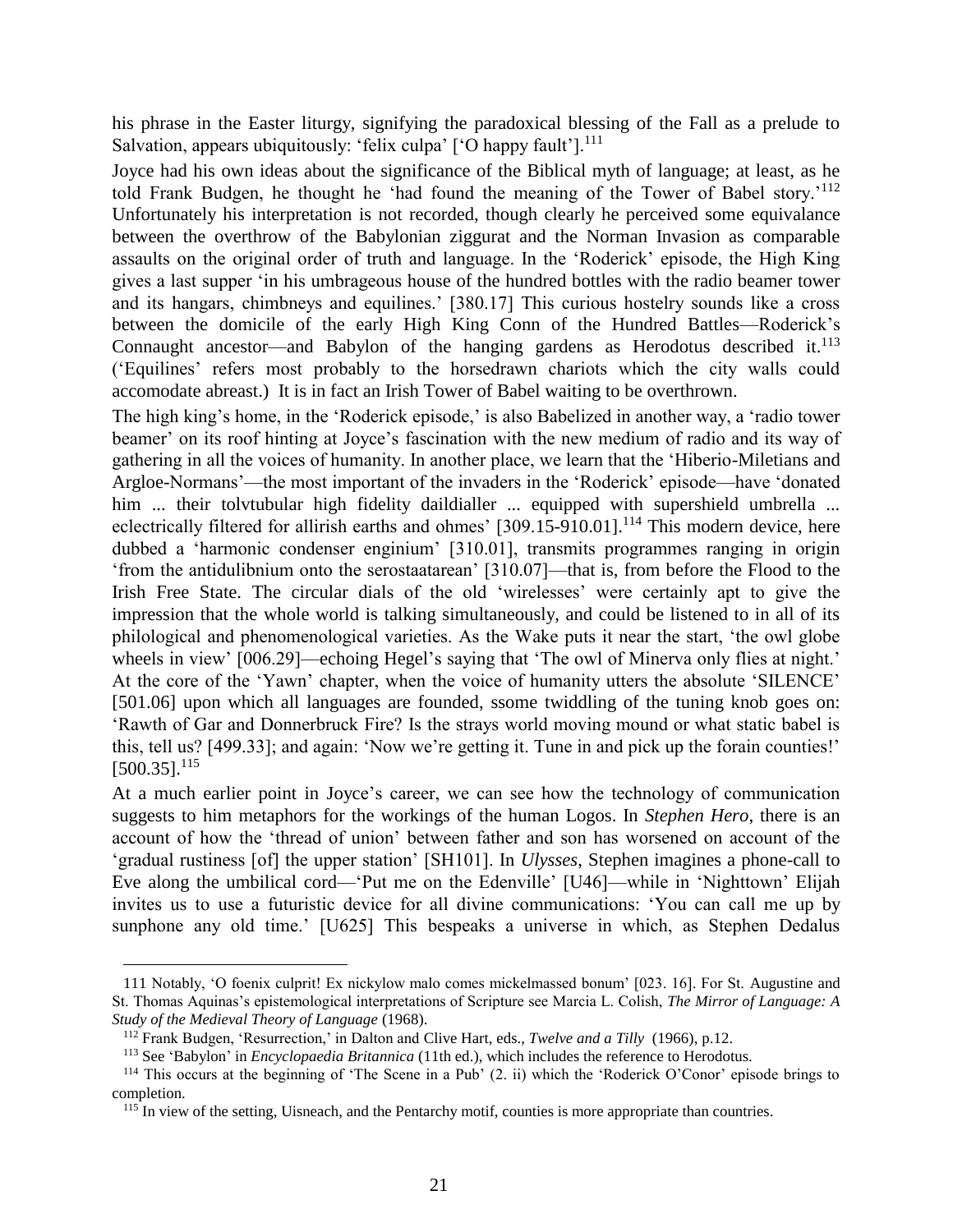his phrase in the Easter liturgy, signifying the paradoxical blessing of the Fall as a prelude to Salvation, appears ubiquitously: 'felix culpa' ['O happy fault'].[111]

Joyce had his own ideas about the significance of the Biblical myth of language; at least, as he told Frank Budgen, he thought he 'had found the meaning of the Tower of Babel story.'[112] Unfortunately his interpretation is not recorded, though clearly he perceived some equivalance between the overthrow of the Babylonian ziggurat and the Norman Invasion as comparable assaults on the original order of truth and language. In the 'Roderick' episode, the High King gives a last supper 'in his umbrageous house of the hundred bottles with the radio beamer tower and its hangars, chimbneys and equilines.' [380.17] This curious hostelry sounds like a cross between the domicile of the early High King Conn of the Hundred Battles—Roderick's Connaught ancestor—and Babylon of the hanging gardens as Herodotus described it.[113] ('Equilines' refers most probably to the horsedrawn chariots which the city walls could accomodate abreast.) It is in fact an Irish Tower of Babel waiting to be overthrown.

The high king's home, in the 'Roderick episode,' is also Babelized in another way, a 'radio tower beamer' on its roof hinting at Joyce's fascination with the new medium of radio and its way of gathering in all the voices of humanity. In another place, we learn that the 'Hiberio-Miletians and Argloe-Normans'—the most important of the invaders in the 'Roderick' episode—have 'donated him ... their tolvtubular high fidelity daildialler ... equipped with supershield umbrella ... eclectrically filtered for allirish earths and ohmes' [309.15-910.01].[114] This modern device, here dubbed a 'harmonic condenser enginium' [310.01], transmits programmes ranging in origin 'from the antidulibnium onto the serostaatarean' [310.07]—that is, from before the Flood to the Irish Free State. The circular dials of the old 'wirelesses' were certainly apt to give the impression that the whole world is talking simultaneously, and could be listened to in all of its philological and phenomenological varieties. As the Wake puts it near the start, 'the owl globe wheels in view' [006.29]—echoing Hegel's saying that 'The owl of Minerva only flies at night.' At the core of the 'Yawn' chapter, when the voice of humanity utters the absolute 'SILENCE' [501.06] upon which all languages are founded, ssome twiddling of the tuning knob goes on: 'Rawth of Gar and Donnerbruck Fire? Is the strays world moving mound or what static babel is this, tell us? [499.33]; and again: 'Now we're getting it. Tune in and pick up the forain counties!' [500.35].[115]

At a much earlier point in Joyce's career, we can see how the technology of communication suggests to him metaphors for the workings of the human Logos. In *Stephen Hero*, there is an account of how the 'thread of union' between father and son has worsened on account of the 'gradual rustiness [of] the upper station' [SH101]. In *Ulysses*, Stephen imagines a phone-call to Eve along the umbilical cord—'Put me on the Edenville' [U46]—while in 'Nighttown' Elijah invites us to use a futuristic device for all divine communications: 'You can call me up by sunphone any old time.' [U625] This bespeaks a universe in which, as Stephen Dedalus

---

111 Notably, 'O foenix culprit! Ex nickylow malo comes mickelmassed bonum' [023. 16]. For St. Augustine and St. Thomas Aquinas's epistemological interpretations of Scripture see Marcia L. Colish, *The Mirror of Language: A Study of the Medieval Theory of Language* (1968).

112 Frank Budgen, 'Resurrection,' in Dalton and Clive Hart, eds., *Twelve and a Tilly* (1966), p.12.

113 See 'Babylon' in *Encyclopaedia Britannica* (11th ed.), which includes the reference to Herodotus.

114 This occurs at the beginning of 'The Scene in a Pub' (2. ii) which the 'Roderick O'Conor' episode brings to completion.

115 In view of the setting, Uisneach, and the Pentarchy motif, counties is more appropriate than countries.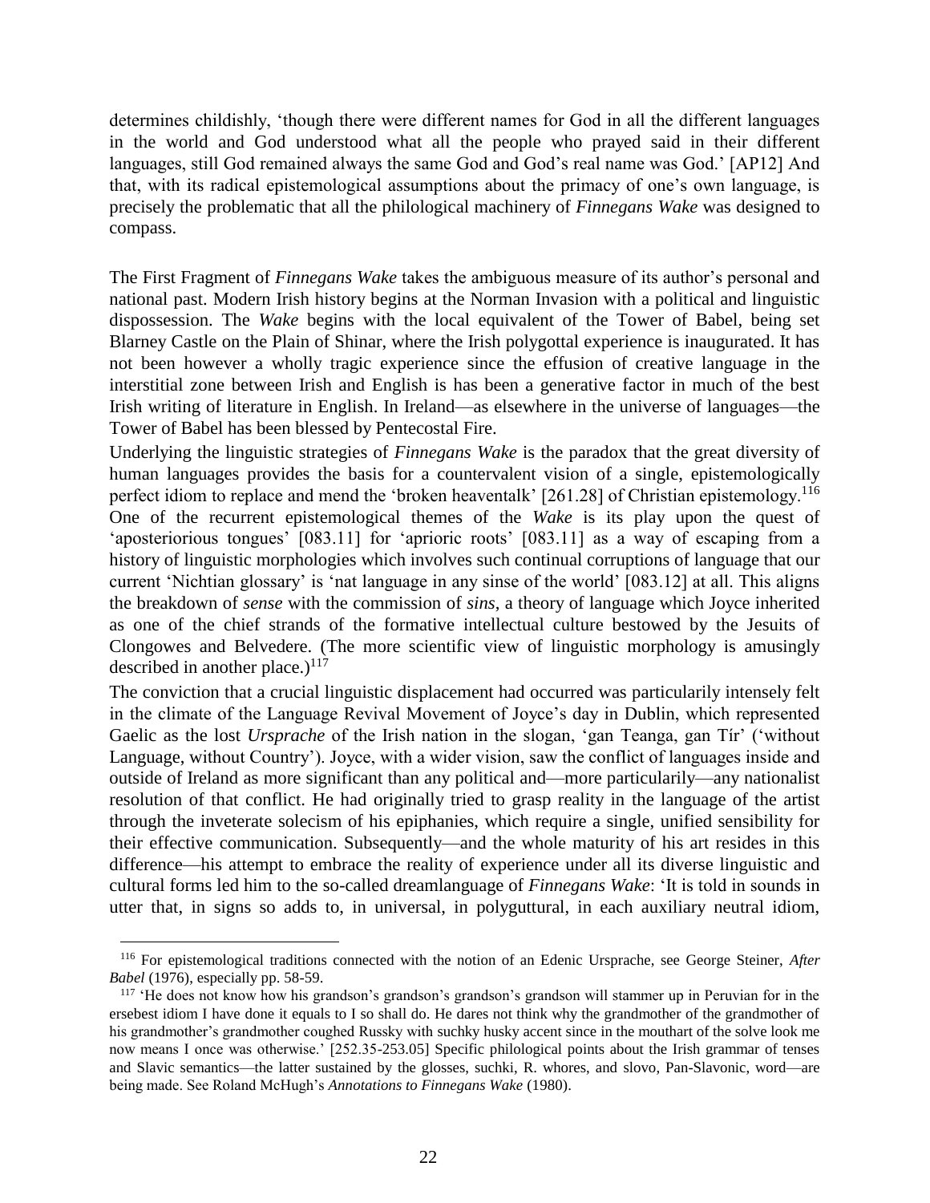determines childishly, 'though there were different names for God in all the different languages in the world and God understood what all the people who prayed said in their different languages, still God remained always the same God and God's real name was God.' [AP12] And that, with its radical epistemological assumptions about the primacy of one's own language, is precisely the problematic that all the philological machinery of *Finnegans Wake* was designed to compass.

The First Fragment of *Finnegans Wake* takes the ambiguous measure of its author's personal and national past. Modern Irish history begins at the Norman Invasion with a political and linguistic dispossession. The *Wake* begins with the local equivalent of the Tower of Babel, being set Blarney Castle on the Plain of Shinar, where the Irish polygottal experience is inaugurated. It has not been however a wholly tragic experience since the effusion of creative language in the interstitial zone between Irish and English is has been a generative factor in much of the best Irish writing of literature in English. In Ireland—as elsewhere in the universe of languages—the Tower of Babel has been blessed by Pentecostal Fire.

Underlying the linguistic strategies of *Finnegans Wake* is the paradox that the great diversity of human languages provides the basis for a countervalent vision of a single, epistemologically perfect idiom to replace and mend the 'broken heaventalk' [261.28] of Christian epistemology.[116] One of the recurrent epistemological themes of the *Wake* is its play upon the quest of 'aposteriorious tongues' [083.11] for 'aprioric roots' [083.11] as a way of escaping from a history of linguistic morphologies which involves such continual corruptions of language that our current 'Nichtian glossary' is 'nat language in any sinse of the world' [083.12] at all. This aligns the breakdown of *sense* with the commission of *sins*, a theory of language which Joyce inherited as one of the chief strands of the formative intellectual culture bestowed by the Jesuits of Clongowes and Belvedere. (The more scientific view of linguistic morphology is amusingly described in another place.)[117]

The conviction that a crucial linguistic displacement had occurred was particularily intensely felt in the climate of the Language Revival Movement of Joyce's day in Dublin, which represented Gaelic as the lost *Ursprache* of the Irish nation in the slogan, 'gan Teanga, gan Tír' ('without Language, without Country'). Joyce, with a wider vision, saw the conflict of languages inside and outside of Ireland as more significant than any political and—more particularily—any nationalist resolution of that conflict. He had originally tried to grasp reality in the language of the artist through the inveterate solecism of his epiphanies, which require a single, unified sensibility for their effective communication. Subsequently—and the whole maturity of his art resides in this difference—his attempt to embrace the reality of experience under all its diverse linguistic and cultural forms led him to the so-called dreamlanguage of *Finnegans Wake*: 'It is told in sounds in utter that, in signs so adds to, in universal, in polyguttural, in each auxiliary neutral idiom,

---

[116] For epistemological traditions connected with the notion of an Edenic Ursprache, see George Steiner, *After Babel* (1976), especially pp. 58-59.

[117] 'He does not know how his grandson's grandson's grandson's grandson will stammer up in Peruvian for in the ersebest idiom I have done it equals to I so shall do. He dares not think why the grandmother of the grandmother of his grandmother's grandmother coughed Russky with suchky husky accent since in the mouthart of the solve look me now means I once was otherwise.' [252.35-253.05] Specific philological points about the Irish grammar of tenses and Slavic semantics—the latter sustained by the glosses, suchki, R. whores, and slovo, Pan-Slavonic, word—are being made. See Roland McHugh's *Annotations to Finnegans Wake* (1980).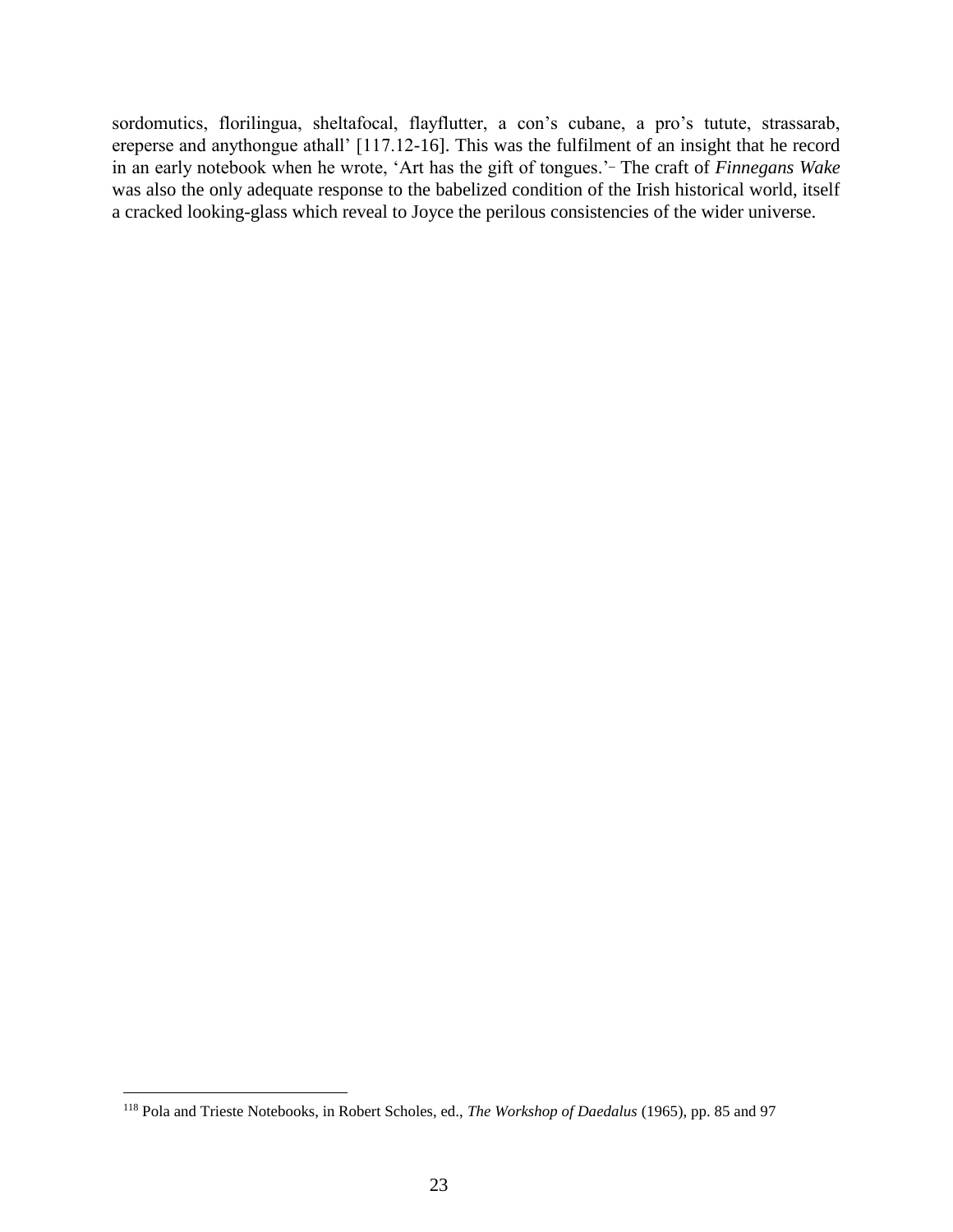sordomutics, florilingua, sheltafocal, flayflutter, a con's cubane, a pro's tutute, strassarab, ereperse and anythongue athall' [117.12-16]. This was the fulfilment of an insight that he record in an early notebook when he wrote, 'Art has the gift of tongues.'[118] The craft of *Finnegans Wake* was also the only adequate response to the babelized condition of the Irish historical world, itself a cracked looking-glass which reveal to Joyce the perilous consistencies of the wider universe.

---

[118] Pola and Trieste Notebooks, in Robert Scholes, ed., *The Workshop of Daedalus* (1965), pp. 85 and 97